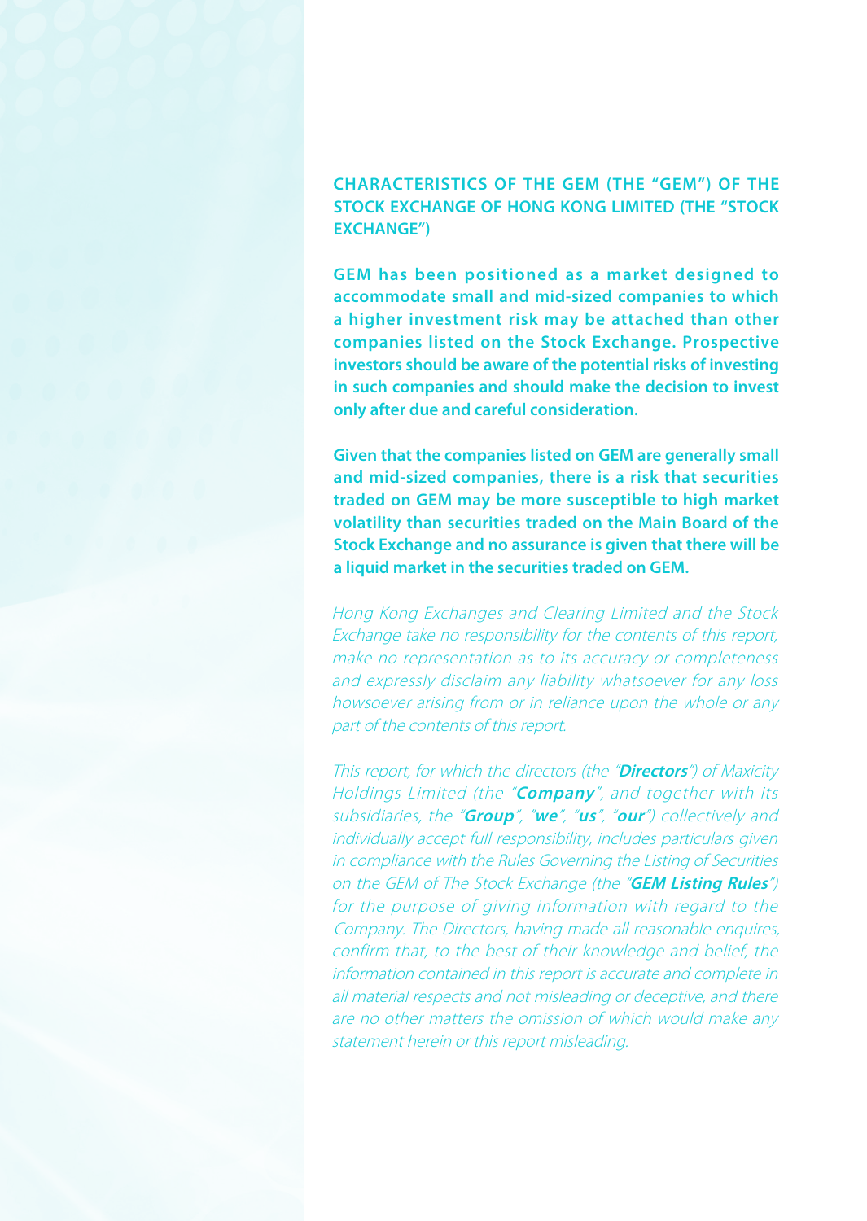## CHARACTERISTICS OF THE GEM (THE "GEM") OF THE STOCK EXCHANGE OF HONG KONG LIMITED (THE "STOCK EXCHANGE")

**GEM has been positioned as a market designed to accommodate small and mid-sized companies to which a higher investment risk may be attached than other companies listed on the Stock Exchange. Prospective investors should be aware of the potential risks of investing in such companies and should make the decision to invest only after due and careful consideration.**

**Given that the companies listed on GEM are generally small and mid-sized companies, there is a risk that securities traded on GEM may be more susceptible to high market volatility than securities traded on the Main Board of the Stock Exchange and no assurance is given that there will be a liquid market in the securities traded on GEM.**

*Hong Kong Exchanges and Clearing Limited and the Stock Exchange take no responsibility for the contents of this report, make no representation as to its accuracy or completeness and expressly disclaim any liability whatsoever for any loss howsoever arising from or in reliance upon the whole or any part of the contents of this report.*

*This report, for which the directors (the "**Directors**") of Maxicity Holdings Limited (the "**Company**", and together with its subsidiaries, the "**Group**", "**we**", "**us**", "**our**") collectively and individually accept full responsibility, includes particulars given in compliance with the Rules Governing the Listing of Securities on the GEM of The Stock Exchange (the "**GEM Listing Rules**") for the purpose of giving information with regard to the Company. The Directors, having made all reasonable enquires, confirm that, to the best of their knowledge and belief, the information contained in this report is accurate and complete in all material respects and not misleading or deceptive, and there are no other matters the omission of which would make any statement herein or this report misleading.*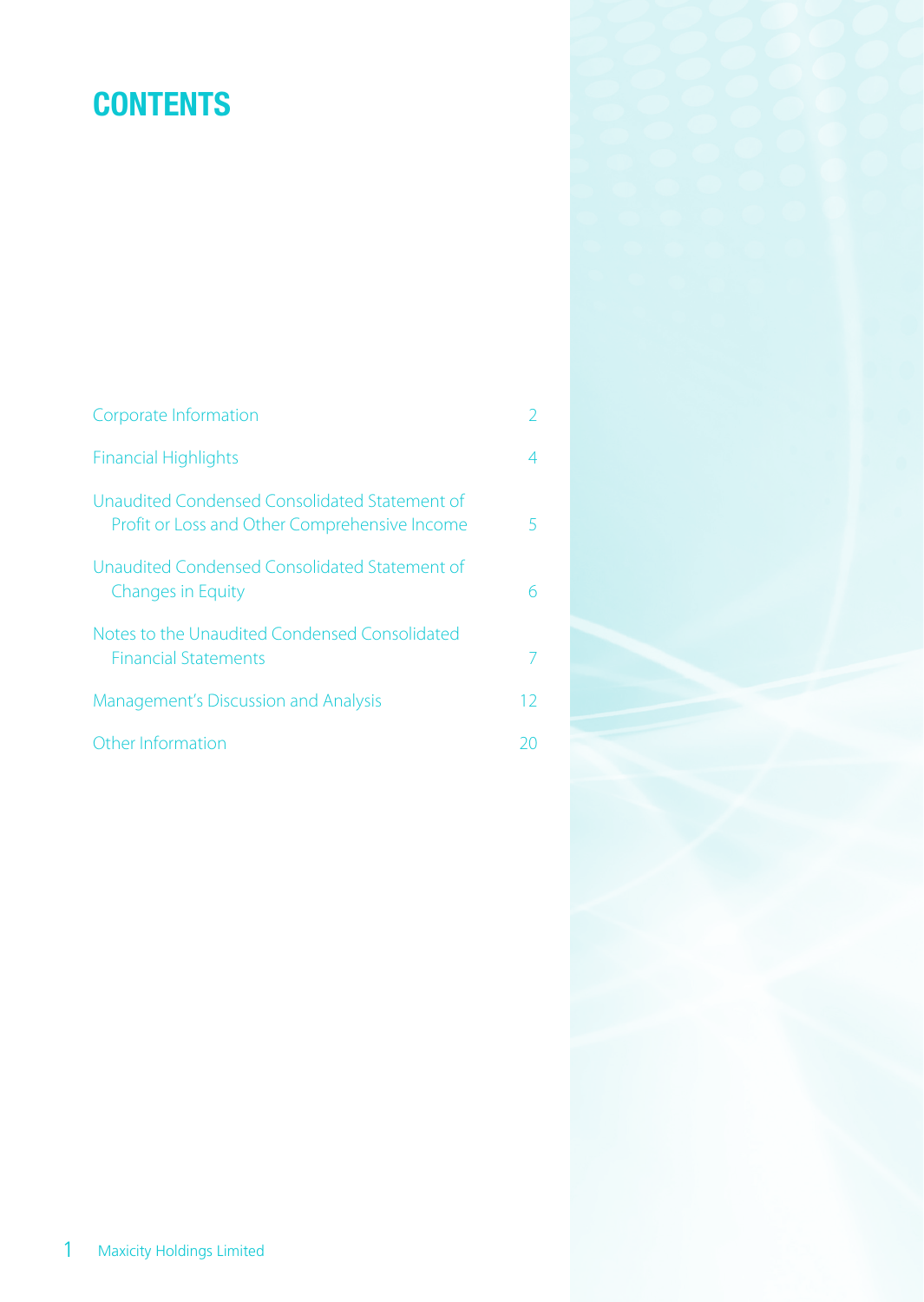# CONTENTS

| | |
|---|---|
| Corporate Information | 2 |
| Financial Highlights | 4 |
| Unaudited Condensed Consolidated Statement of Profit or Loss and Other Comprehensive Income | 5 |
| Unaudited Condensed Consolidated Statement of Changes in Equity | 6 |
| Notes to the Unaudited Condensed Consolidated Financial Statements | 7 |
| Management's Discussion and Analysis | 12 |
| Other Information | 20 |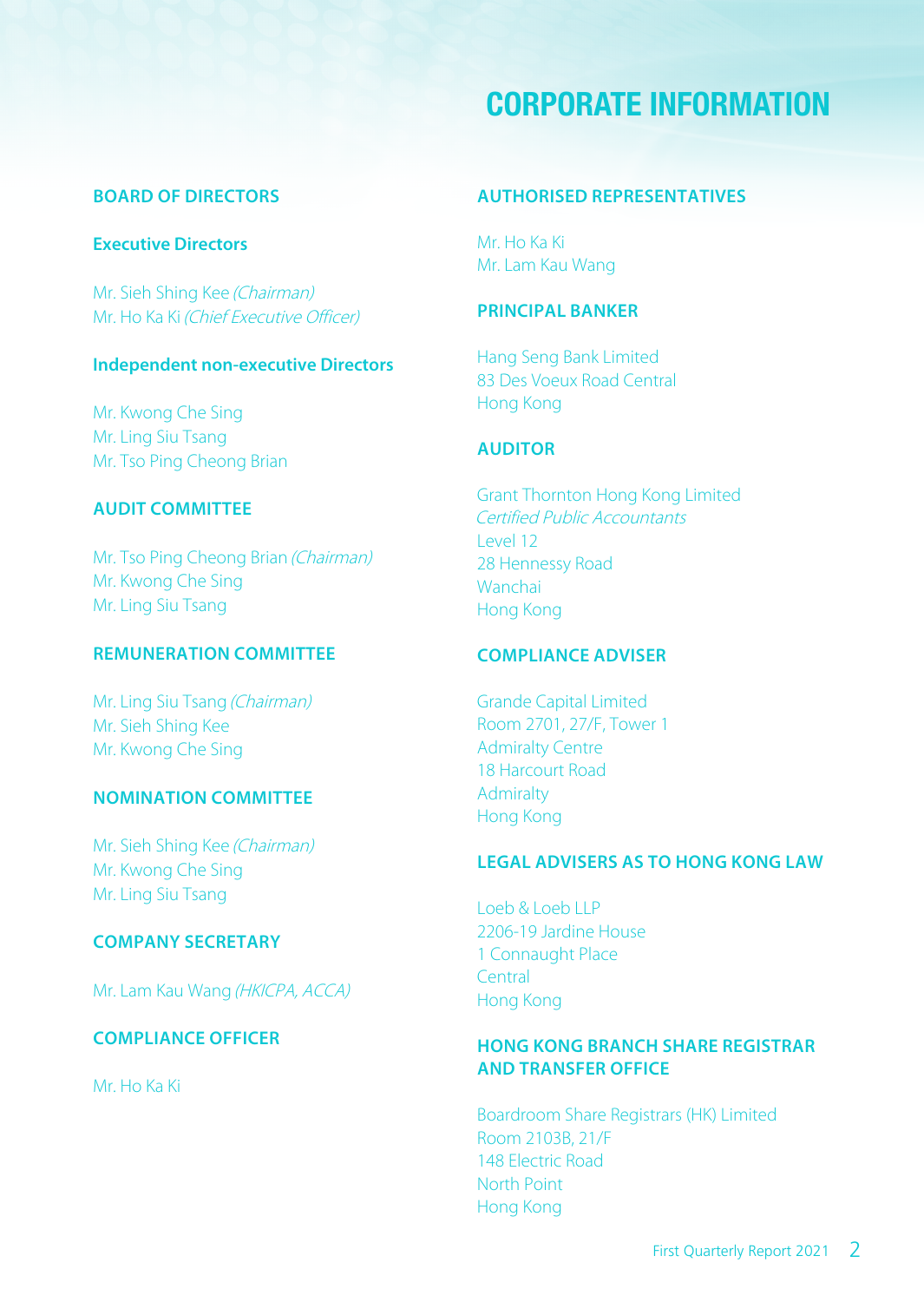# CORPORATE INFORMATION

## BOARD OF DIRECTORS

### Executive Directors

Mr. Sieh Shing Kee *(Chairman)*
Mr. Ho Ka Ki *(Chief Executive Officer)*

### Independent non-executive Directors

Mr. Kwong Che Sing
Mr. Ling Siu Tsang
Mr. Tso Ping Cheong Brian

## AUDIT COMMITTEE

Mr. Tso Ping Cheong Brian *(Chairman)*
Mr. Kwong Che Sing
Mr. Ling Siu Tsang

## REMUNERATION COMMITTEE

Mr. Ling Siu Tsang *(Chairman)*
Mr. Sieh Shing Kee
Mr. Kwong Che Sing

## NOMINATION COMMITTEE

Mr. Sieh Shing Kee *(Chairman)*
Mr. Kwong Che Sing
Mr. Ling Siu Tsang

## COMPANY SECRETARY

Mr. Lam Kau Wang *(HKICPA, ACCA)*

## COMPLIANCE OFFICER

Mr. Ho Ka Ki

## AUTHORISED REPRESENTATIVES

Mr. Ho Ka Ki
Mr. Lam Kau Wang

## PRINCIPAL BANKER

Hang Seng Bank Limited
83 Des Voeux Road Central
Hong Kong

## AUDITOR

Grant Thornton Hong Kong Limited
*Certified Public Accountants*
Level 12
28 Hennessy Road
Wanchai
Hong Kong

## COMPLIANCE ADVISER

Grande Capital Limited
Room 2701, 27/F, Tower 1
Admiralty Centre
18 Harcourt Road
Admiralty
Hong Kong

## LEGAL ADVISERS AS TO HONG KONG LAW

Loeb & Loeb LLP
2206-19 Jardine House
1 Connaught Place
Central
Hong Kong

## HONG KONG BRANCH SHARE REGISTRAR AND TRANSFER OFFICE

Boardroom Share Registrars (HK) Limited
Room 2103B, 21/F
148 Electric Road
North Point
Hong Kong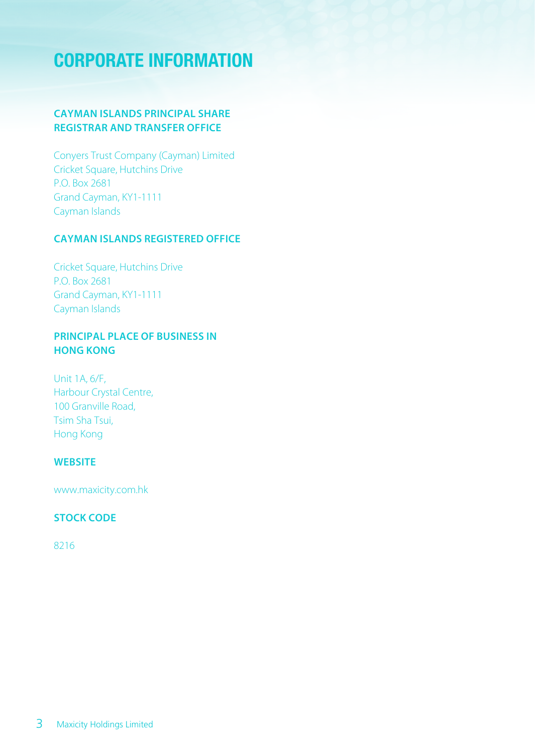# CORPORATE INFORMATION

## CAYMAN ISLANDS PRINCIPAL SHARE REGISTRAR AND TRANSFER OFFICE

Conyers Trust Company (Cayman) Limited
Cricket Square, Hutchins Drive
P.O. Box 2681
Grand Cayman, KY1-1111
Cayman Islands

## CAYMAN ISLANDS REGISTERED OFFICE

Cricket Square, Hutchins Drive
P.O. Box 2681
Grand Cayman, KY1-1111
Cayman Islands

## PRINCIPAL PLACE OF BUSINESS IN HONG KONG

Unit 1A, 6/F,
Harbour Crystal Centre,
100 Granville Road,
Tsim Sha Tsui,
Hong Kong

## WEBSITE

www.maxicity.com.hk

## STOCK CODE

8216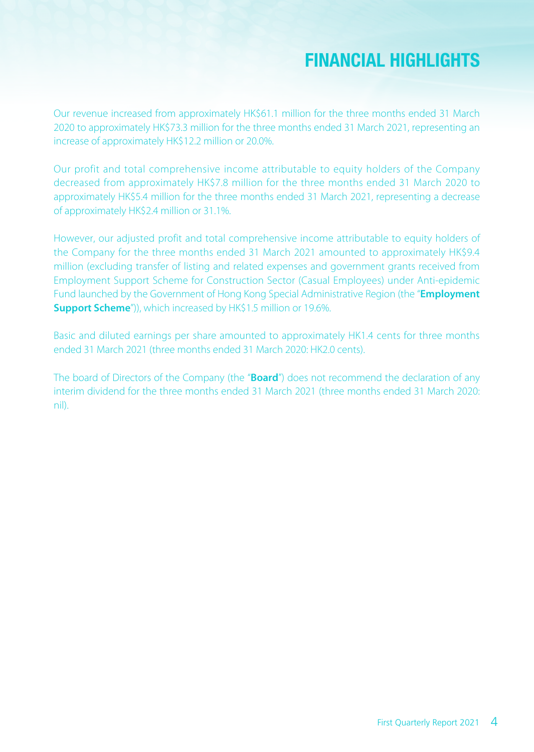# FINANCIAL HIGHLIGHTS

Our revenue increased from approximately HK$61.1 million for the three months ended 31 March 2020 to approximately HK$73.3 million for the three months ended 31 March 2021, representing an increase of approximately HK$12.2 million or 20.0%.

Our profit and total comprehensive income attributable to equity holders of the Company decreased from approximately HK$7.8 million for the three months ended 31 March 2020 to approximately HK$5.4 million for the three months ended 31 March 2021, representing a decrease of approximately HK$2.4 million or 31.1%.

However, our adjusted profit and total comprehensive income attributable to equity holders of the Company for the three months ended 31 March 2021 amounted to approximately HK$9.4 million (excluding transfer of listing and related expenses and government grants received from Employment Support Scheme for Construction Sector (Casual Employees) under Anti-epidemic Fund launched by the Government of Hong Kong Special Administrative Region (the "**Employment Support Scheme**")), which increased by HK$1.5 million or 19.6%.

Basic and diluted earnings per share amounted to approximately HK1.4 cents for three months ended 31 March 2021 (three months ended 31 March 2020: HK2.0 cents).

The board of Directors of the Company (the "**Board**") does not recommend the declaration of any interim dividend for the three months ended 31 March 2021 (three months ended 31 March 2020: nil).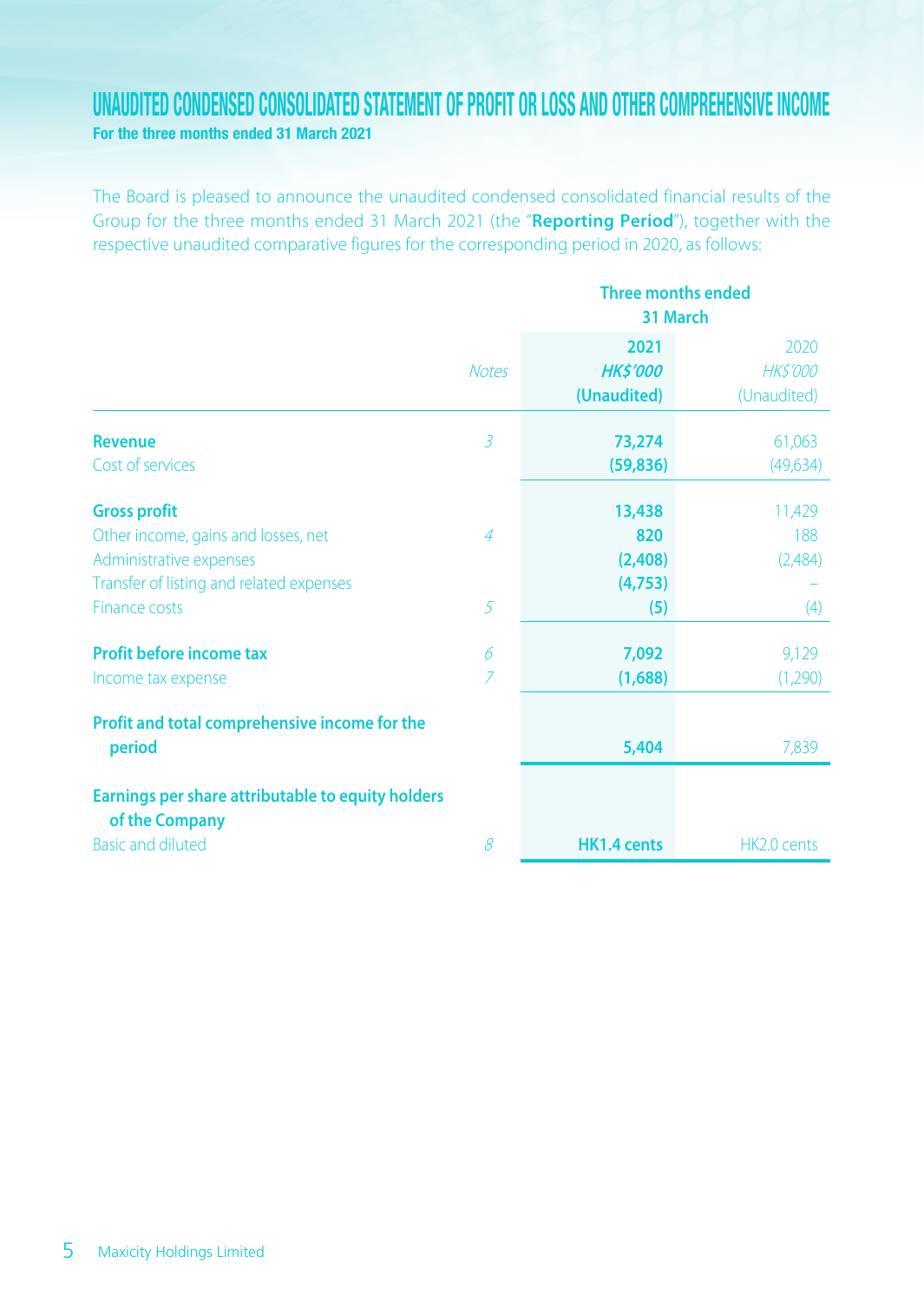# UNAUDITED CONDENSED CONSOLIDATED STATEMENT OF PROFIT OR LOSS AND OTHER COMPREHENSIVE INCOME

**For the three months ended 31 March 2021**

The Board is pleased to announce the unaudited condensed consolidated financial results of the Group for the three months ended 31 March 2021 (the "**Reporting Period**"), together with the respective unaudited comparative figures for the corresponding period in 2020, as follows:

| | | Three months ended 31 March | |
|---|---|---|---|
| | *Notes* | **2021** **HK$'000** **(Unaudited)** | 2020 *HK$'000* (Unaudited) |
| **Revenue** | *3* | **73,274** | 61,063 |
| Cost of services | | **(59,836)** | (49,634) |
| **Gross profit** | | **13,438** | 11,429 |
| Other income, gains and losses, net | *4* | **820** | 188 |
| Administrative expenses | | **(2,408)** | (2,484) |
| Transfer of listing and related expenses | | **(4,753)** | – |
| Finance costs | *5* | **(5)** | (4) |
| **Profit before income tax** | *6* | **7,092** | 9,129 |
| Income tax expense | *7* | **(1,688)** | (1,290) |
| **Profit and total comprehensive income for the period** | | **5,404** | 7,839 |
| **Earnings per share attributable to equity holders of the Company** | | | |
| Basic and diluted | *8* | **HK1.4 cents** | HK2.0 cents |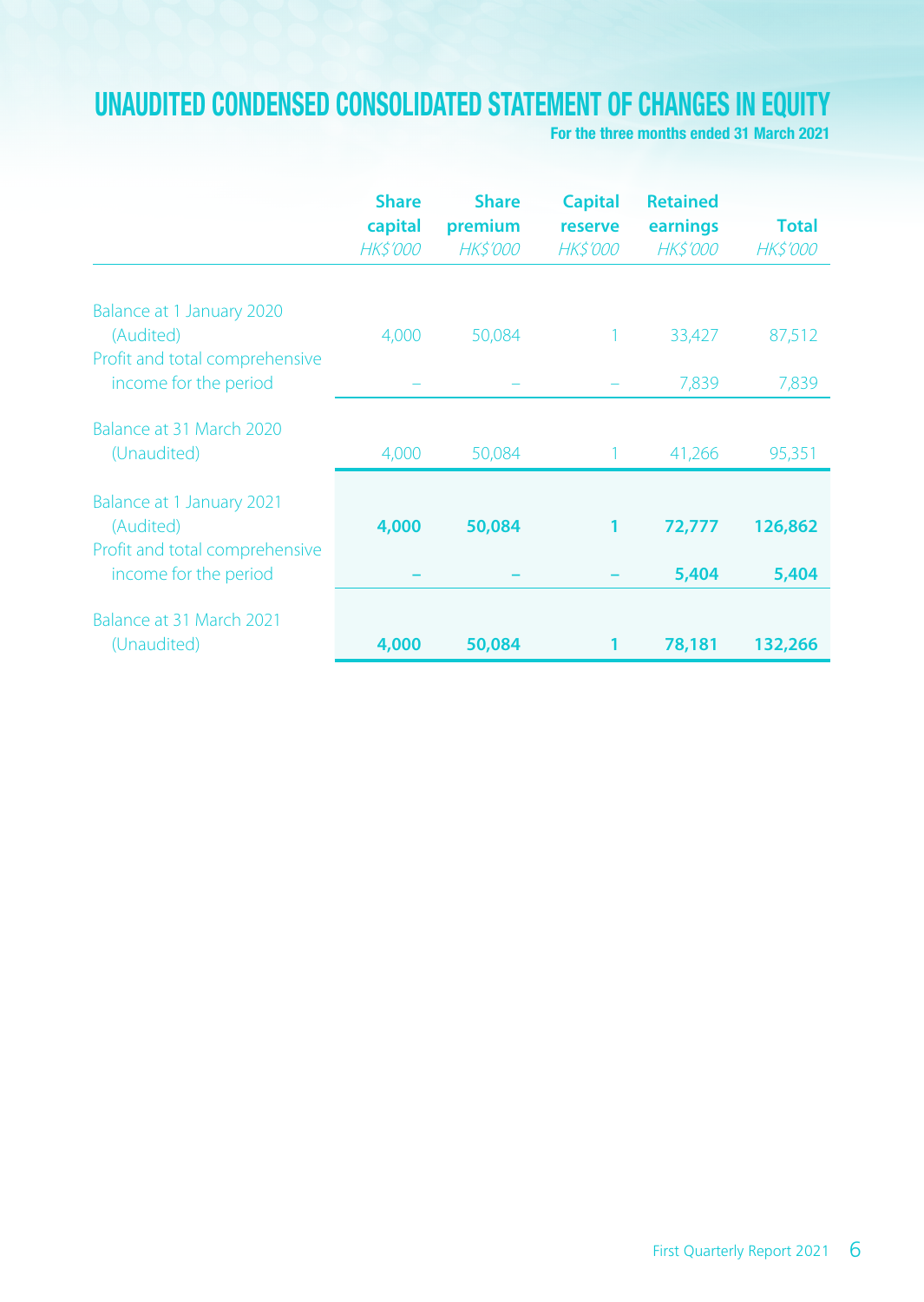# UNAUDITED CONDENSED CONSOLIDATED STATEMENT OF CHANGES IN EQUITY

**For the three months ended 31 March 2021**

| | Share capital *HK$'000* | Share premium *HK$'000* | Capital reserve *HK$'000* | Retained earnings *HK$'000* | Total *HK$'000* |
|---|---|---|---|---|---|
| Balance at 1 January 2020 (Audited) | 4,000 | 50,084 | 1 | 33,427 | 87,512 |
| Profit and total comprehensive income for the period | – | – | – | 7,839 | 7,839 |
| Balance at 31 March 2020 (Unaudited) | 4,000 | 50,084 | 1 | 41,266 | 95,351 |
| Balance at 1 January 2021 (Audited) | **4,000** | **50,084** | **1** | **72,777** | **126,862** |
| Profit and total comprehensive income for the period | **–** | **–** | **–** | **5,404** | **5,404** |
| Balance at 31 March 2021 (Unaudited) | **4,000** | **50,084** | **1** | **78,181** | **132,266** |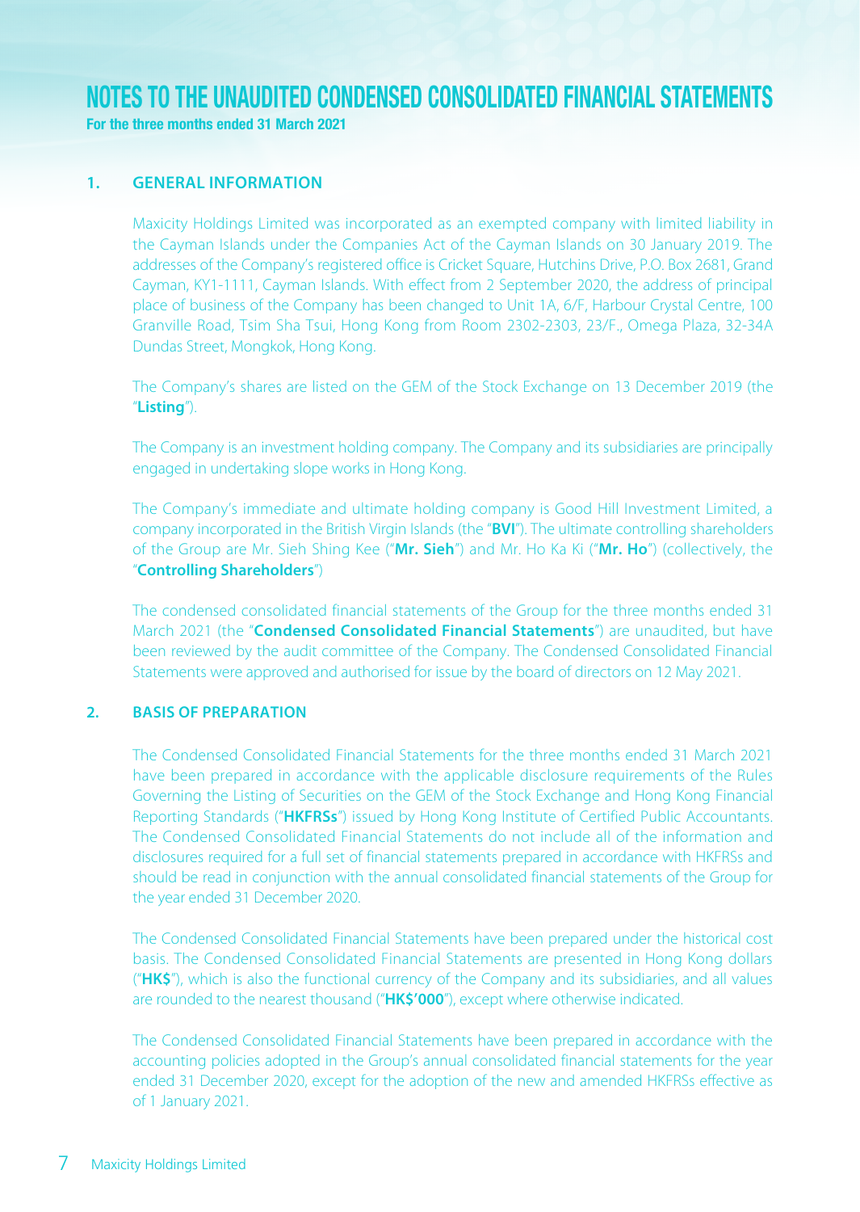# NOTES TO THE UNAUDITED CONDENSED CONSOLIDATED FINANCIAL STATEMENTS

**For the three months ended 31 March 2021**

## 1. GENERAL INFORMATION

Maxicity Holdings Limited was incorporated as an exempted company with limited liability in the Cayman Islands under the Companies Act of the Cayman Islands on 30 January 2019. The addresses of the Company's registered office is Cricket Square, Hutchins Drive, P.O. Box 2681, Grand Cayman, KY1-1111, Cayman Islands. With effect from 2 September 2020, the address of principal place of business of the Company has been changed to Unit 1A, 6/F, Harbour Crystal Centre, 100 Granville Road, Tsim Sha Tsui, Hong Kong from Room 2302-2303, 23/F., Omega Plaza, 32-34A Dundas Street, Mongkok, Hong Kong.

The Company's shares are listed on the GEM of the Stock Exchange on 13 December 2019 (the "**Listing**").

The Company is an investment holding company. The Company and its subsidiaries are principally engaged in undertaking slope works in Hong Kong.

The Company's immediate and ultimate holding company is Good Hill Investment Limited, a company incorporated in the British Virgin Islands (the "**BVI**"). The ultimate controlling shareholders of the Group are Mr. Sieh Shing Kee ("**Mr. Sieh**") and Mr. Ho Ka Ki ("**Mr. Ho**") (collectively, the "**Controlling Shareholders**")

The condensed consolidated financial statements of the Group for the three months ended 31 March 2021 (the "**Condensed Consolidated Financial Statements**") are unaudited, but have been reviewed by the audit committee of the Company. The Condensed Consolidated Financial Statements were approved and authorised for issue by the board of directors on 12 May 2021.

## 2. BASIS OF PREPARATION

The Condensed Consolidated Financial Statements for the three months ended 31 March 2021 have been prepared in accordance with the applicable disclosure requirements of the Rules Governing the Listing of Securities on the GEM of the Stock Exchange and Hong Kong Financial Reporting Standards ("**HKFRSs**") issued by Hong Kong Institute of Certified Public Accountants. The Condensed Consolidated Financial Statements do not include all of the information and disclosures required for a full set of financial statements prepared in accordance with HKFRSs and should be read in conjunction with the annual consolidated financial statements of the Group for the year ended 31 December 2020.

The Condensed Consolidated Financial Statements have been prepared under the historical cost basis. The Condensed Consolidated Financial Statements are presented in Hong Kong dollars ("**HK$**"), which is also the functional currency of the Company and its subsidiaries, and all values are rounded to the nearest thousand ("**HK$'000**"), except where otherwise indicated.

The Condensed Consolidated Financial Statements have been prepared in accordance with the accounting policies adopted in the Group's annual consolidated financial statements for the year ended 31 December 2020, except for the adoption of the new and amended HKFRSs effective as of 1 January 2021.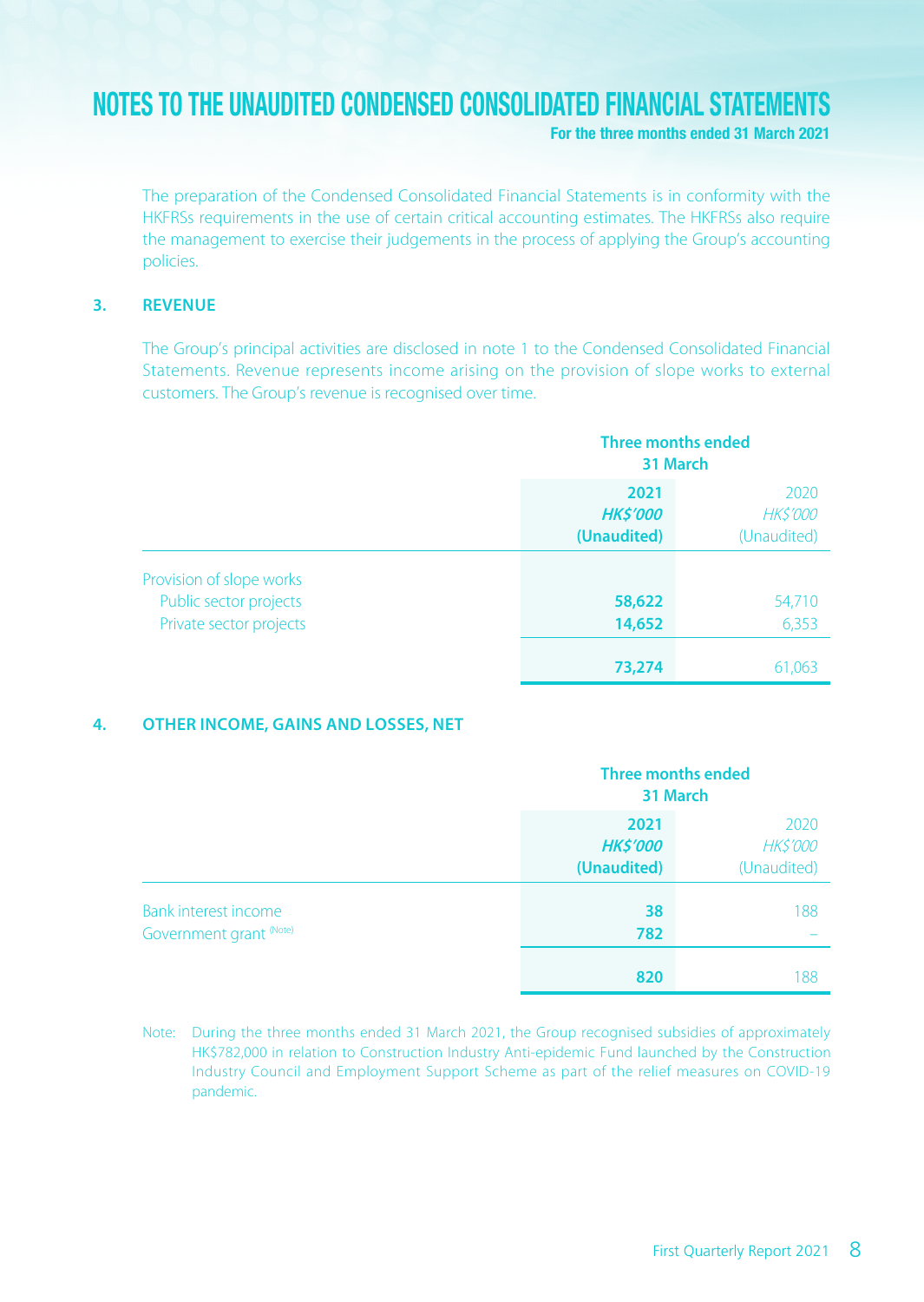The preparation of the Condensed Consolidated Financial Statements is in conformity with the HKFRSs requirements in the use of certain critical accounting estimates. The HKFRSs also require the management to exercise their judgements in the process of applying the Group's accounting policies.

## 3. REVENUE

The Group's principal activities are disclosed in note 1 to the Condensed Consolidated Financial Statements. Revenue represents income arising on the provision of slope works to external customers. The Group's revenue is recognised over time.

| | Three months ended 31 March | |
|---|---|---|
| | **2021** | 2020 |
| | ***HK$'000*** | *HK$'000* |
| | **(Unaudited)** | (Unaudited) |
| Provision of slope works | | |
| Public sector projects | **58,622** | 54,710 |
| Private sector projects | **14,652** | 6,353 |
| | **73,274** | 61,063 |

## 4. OTHER INCOME, GAINS AND LOSSES, NET

| | Three months ended 31 March | |
|---|---|---|
| | **2021** | 2020 |
| | ***HK$'000*** | *HK$'000* |
| | **(Unaudited)** | (Unaudited) |
| Bank interest income | **38** | 188 |
| Government grant (Note) | **782** | – |
| | **820** | 188 |

Note: During the three months ended 31 March 2021, the Group recognised subsidies of approximately HK$782,000 in relation to Construction Industry Anti-epidemic Fund launched by the Construction Industry Council and Employment Support Scheme as part of the relief measures on COVID-19 pandemic.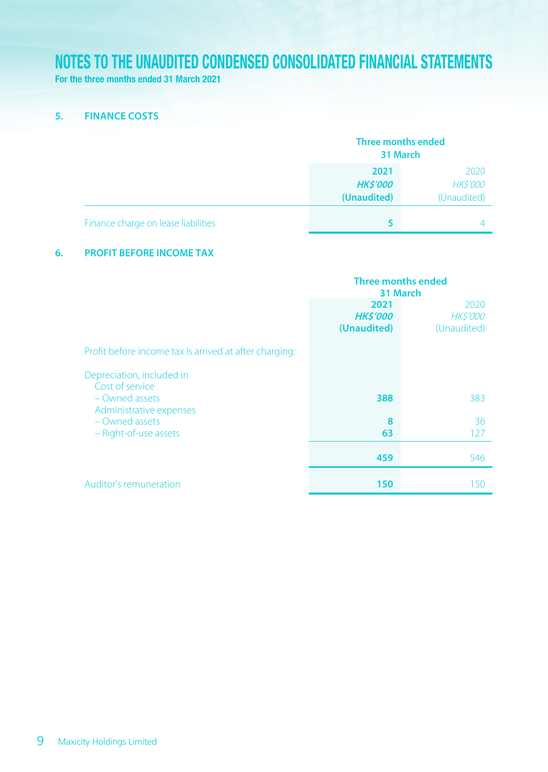# NOTES TO THE UNAUDITED CONDENSED CONSOLIDATED FINANCIAL STATEMENTS

**For the three months ended 31 March 2021**

## 5. FINANCE COSTS

| | Three months ended 31 March | |
|---|---|---|
| | **2021** | 2020 |
| | ***HK$'000*** | *HK$'000* |
| | **(Unaudited)** | (Unaudited) |
| Finance charge on lease liabilities | **5** | 4 |

## 6. PROFIT BEFORE INCOME TAX

| | Three months ended 31 March | |
|---|---|---|
| | **2021** | 2020 |
| | ***HK$'000*** | *HK$'000* |
| | **(Unaudited)** | (Unaudited) |
| Profit before income tax is arrived at after charging: | | |
| Depreciation, included in | | |
| Cost of service | | |
| – Owned assets | **388** | 383 |
| Administrative expenses | | |
| – Owned assets | **8** | 36 |
| – Right-of-use assets | **63** | 127 |
| | **459** | 546 |
| Auditor's remuneration | **150** | 150 |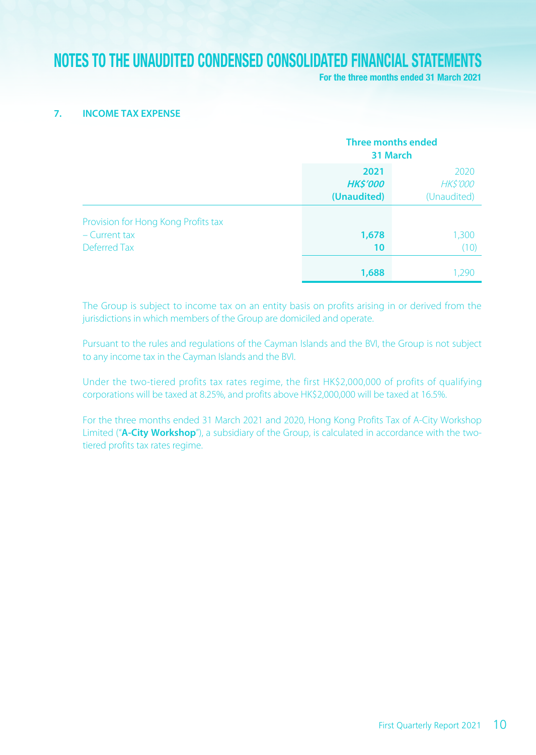# NOTES TO THE UNAUDITED CONDENSED CONSOLIDATED FINANCIAL STATEMENTS

**For the three months ended 31 March 2021**

## 7. INCOME TAX EXPENSE

| | Three months ended 31 March | |
|---|---|---|
| | **2021** | 2020 |
| | ***HK$'000*** | *HK$'000* |
| | **(Unaudited)** | (Unaudited) |
| Provision for Hong Kong Profits tax | | |
| – Current tax | **1,678** | 1,300 |
| Deferred Tax | **10** | (10) |
| | **1,688** | 1,290 |

The Group is subject to income tax on an entity basis on profits arising in or derived from the jurisdictions in which members of the Group are domiciled and operate.

Pursuant to the rules and regulations of the Cayman Islands and the BVI, the Group is not subject to any income tax in the Cayman Islands and the BVI.

Under the two-tiered profits tax rates regime, the first HK$2,000,000 of profits of qualifying corporations will be taxed at 8.25%, and profits above HK$2,000,000 will be taxed at 16.5%.

For the three months ended 31 March 2021 and 2020, Hong Kong Profits Tax of A-City Workshop Limited ("**A-City Workshop**"), a subsidiary of the Group, is calculated in accordance with the two-tiered profits tax rates regime.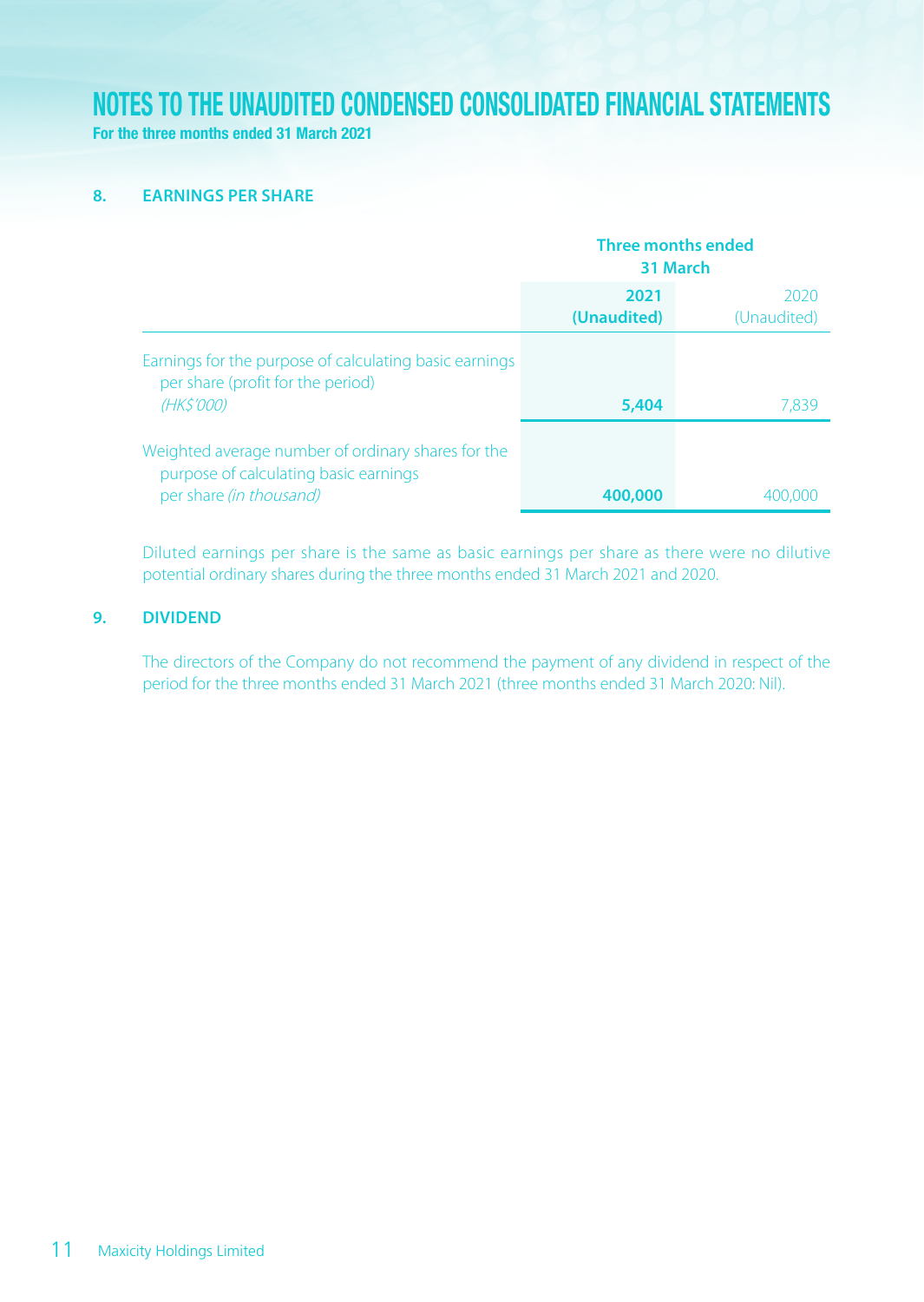# NOTES TO THE UNAUDITED CONDENSED CONSOLIDATED FINANCIAL STATEMENTS

**For the three months ended 31 March 2021**

## 8. EARNINGS PER SHARE

| | Three months ended 31 March | |
|---|---|---|
| | **2021** **(Unaudited)** | 2020 (Unaudited) |
| Earnings for the purpose of calculating basic earnings per share (profit for the period) *(HK$'000)* | **5,404** | 7,839 |
| Weighted average number of ordinary shares for the purpose of calculating basic earnings per share *(in thousand)* | **400,000** | 400,000 |

Diluted earnings per share is the same as basic earnings per share as there were no dilutive potential ordinary shares during the three months ended 31 March 2021 and 2020.

## 9. DIVIDEND

The directors of the Company do not recommend the payment of any dividend in respect of the period for the three months ended 31 March 2021 (three months ended 31 March 2020: Nil).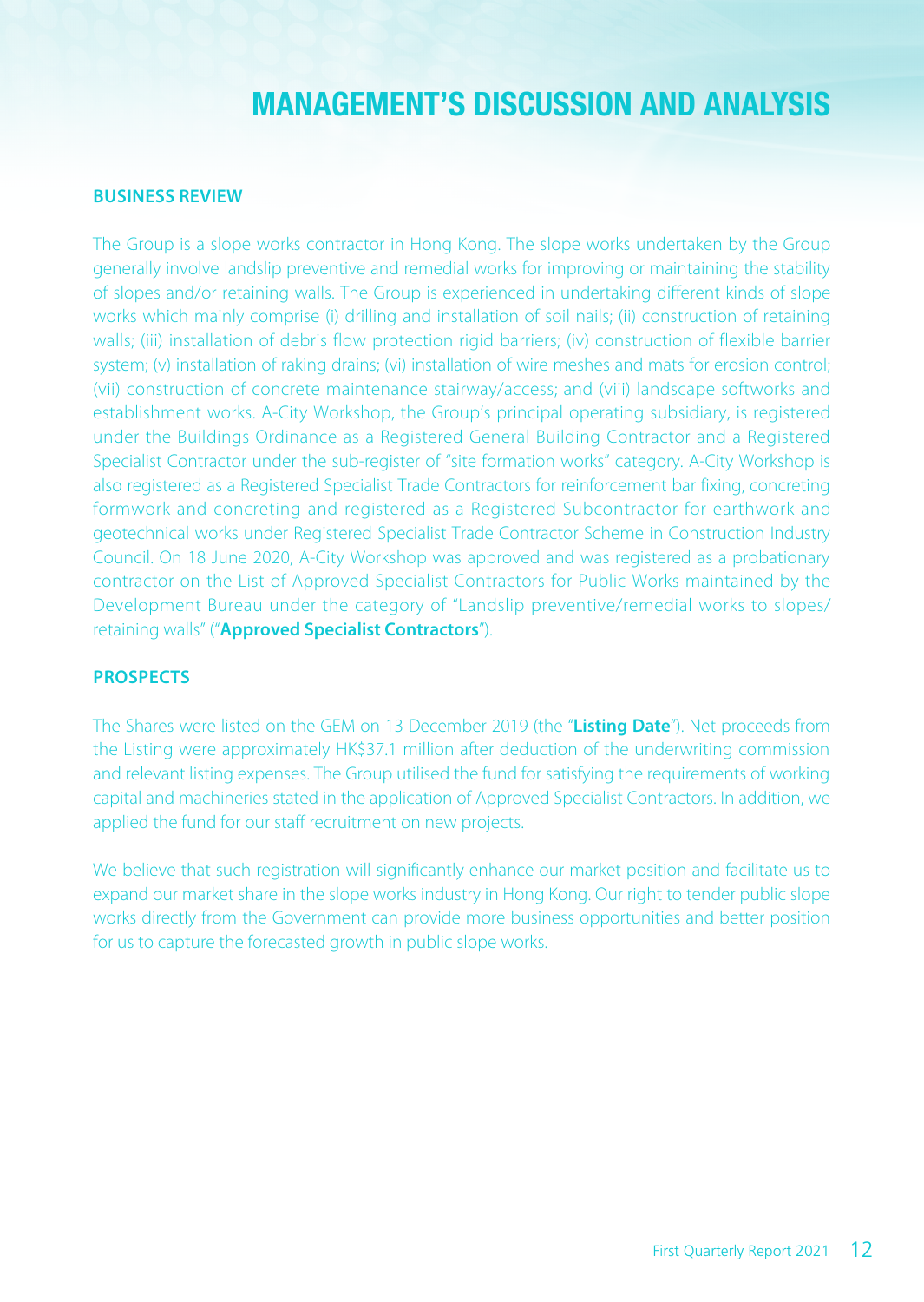# MANAGEMENT'S DISCUSSION AND ANALYSIS

## BUSINESS REVIEW

The Group is a slope works contractor in Hong Kong. The slope works undertaken by the Group generally involve landslip preventive and remedial works for improving or maintaining the stability of slopes and/or retaining walls. The Group is experienced in undertaking different kinds of slope works which mainly comprise (i) drilling and installation of soil nails; (ii) construction of retaining walls; (iii) installation of debris flow protection rigid barriers; (iv) construction of flexible barrier system; (v) installation of raking drains; (vi) installation of wire meshes and mats for erosion control; (vii) construction of concrete maintenance stairway/access; and (viii) landscape softworks and establishment works. A-City Workshop, the Group's principal operating subsidiary, is registered under the Buildings Ordinance as a Registered General Building Contractor and a Registered Specialist Contractor under the sub-register of "site formation works" category. A-City Workshop is also registered as a Registered Specialist Trade Contractors for reinforcement bar fixing, concreting formwork and concreting and registered as a Registered Subcontractor for earthwork and geotechnical works under Registered Specialist Trade Contractor Scheme in Construction Industry Council. On 18 June 2020, A-City Workshop was approved and was registered as a probationary contractor on the List of Approved Specialist Contractors for Public Works maintained by the Development Bureau under the category of "Landslip preventive/remedial works to slopes/retaining walls" ("**Approved Specialist Contractors**").

## PROSPECTS

The Shares were listed on the GEM on 13 December 2019 (the "**Listing Date**"). Net proceeds from the Listing were approximately HK$37.1 million after deduction of the underwriting commission and relevant listing expenses. The Group utilised the fund for satisfying the requirements of working capital and machineries stated in the application of Approved Specialist Contractors. In addition, we applied the fund for our staff recruitment on new projects.

We believe that such registration will significantly enhance our market position and facilitate us to expand our market share in the slope works industry in Hong Kong. Our right to tender public slope works directly from the Government can provide more business opportunities and better position for us to capture the forecasted growth in public slope works.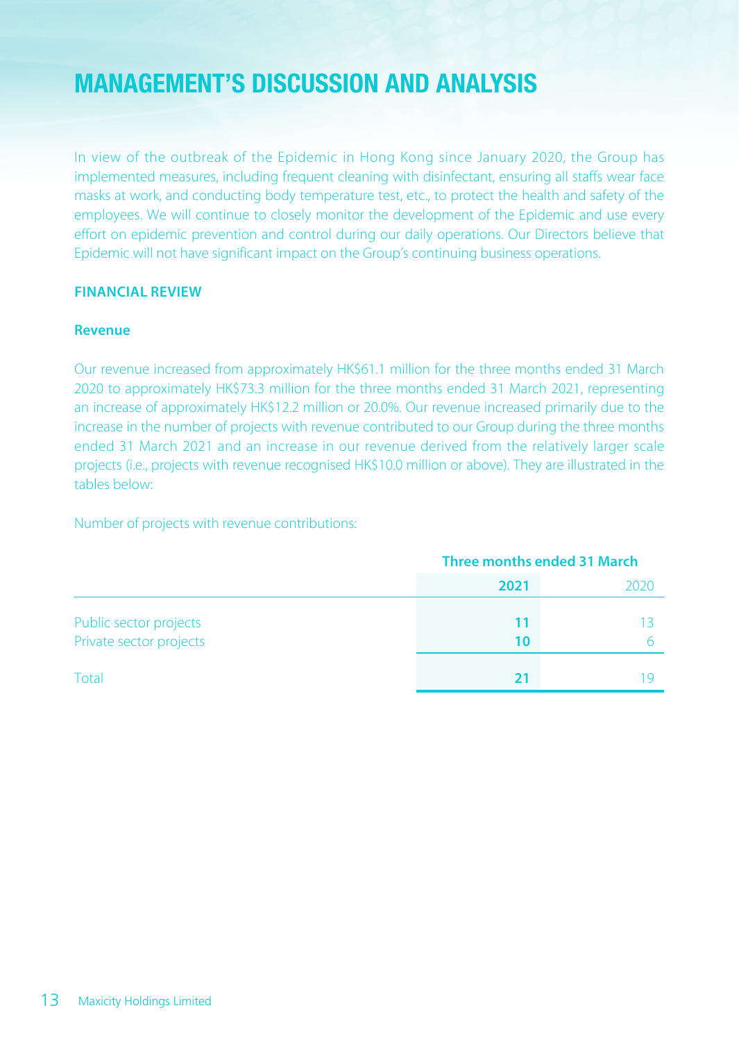# MANAGEMENT'S DISCUSSION AND ANALYSIS

In view of the outbreak of the Epidemic in Hong Kong since January 2020, the Group has implemented measures, including frequent cleaning with disinfectant, ensuring all staffs wear face masks at work, and conducting body temperature test, etc., to protect the health and safety of the employees. We will continue to closely monitor the development of the Epidemic and use every effort on epidemic prevention and control during our daily operations. Our Directors believe that Epidemic will not have significant impact on the Group's continuing business operations.

## FINANCIAL REVIEW

### Revenue

Our revenue increased from approximately HK$61.1 million for the three months ended 31 March 2020 to approximately HK$73.3 million for the three months ended 31 March 2021, representing an increase of approximately HK$12.2 million or 20.0%. Our revenue increased primarily due to the increase in the number of projects with revenue contributed to our Group during the three months ended 31 March 2021 and an increase in our revenue derived from the relatively larger scale projects (i.e., projects with revenue recognised HK$10.0 million or above). They are illustrated in the tables below:

Number of projects with revenue contributions:

| | Three months ended 31 March | |
|---|---|---|
| | **2021** | 2020 |
| Public sector projects | **11** | 13 |
| Private sector projects | **10** | 6 |
| Total | **21** | 19 |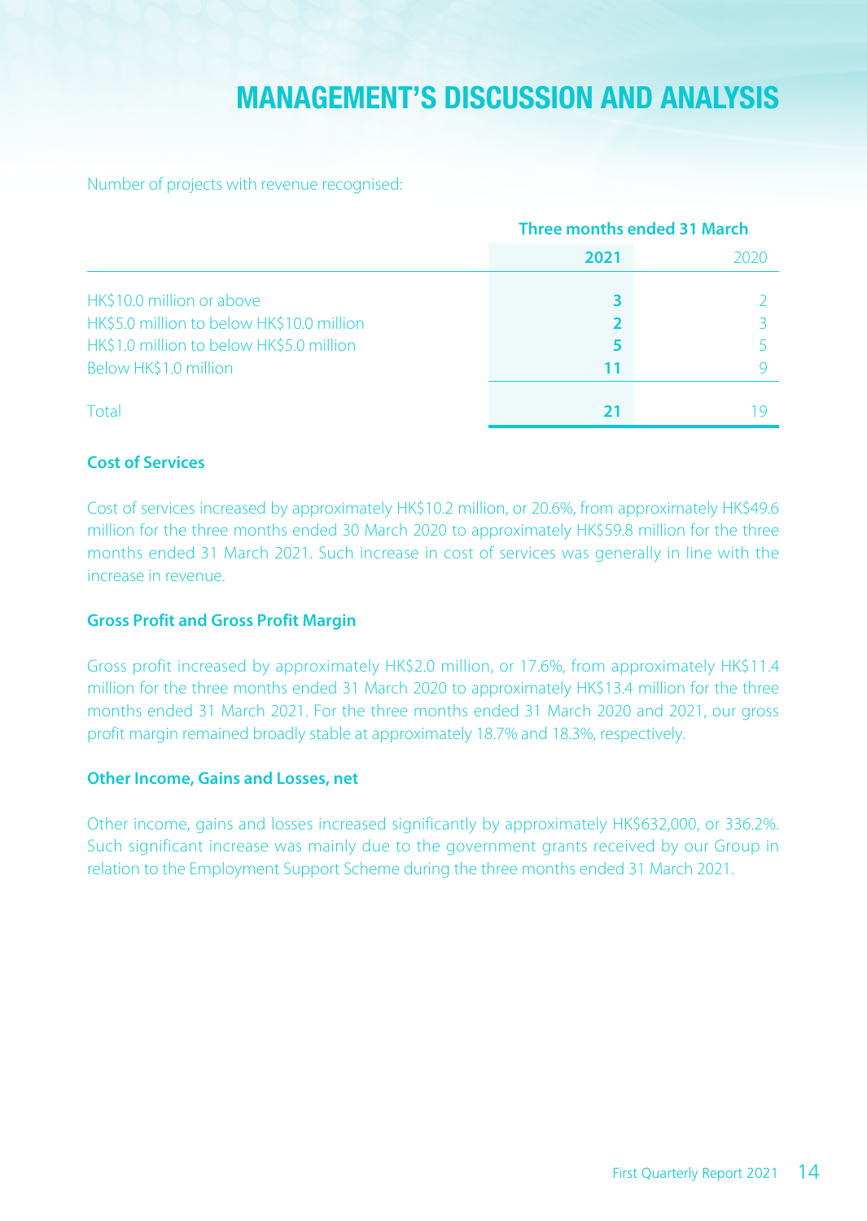# MANAGEMENT'S DISCUSSION AND ANALYSIS

Number of projects with revenue recognised:

| | Three months ended 31 March | |
|---|---|---|
| | **2021** | 2020 |
| HK$10.0 million or above | **3** | 2 |
| HK$5.0 million to below HK$10.0 million | **2** | 3 |
| HK$1.0 million to below HK$5.0 million | **5** | 5 |
| Below HK$1.0 million | **11** | 9 |
| Total | **21** | 19 |

### Cost of Services

Cost of services increased by approximately HK$10.2 million, or 20.6%, from approximately HK$49.6 million for the three months ended 30 March 2020 to approximately HK$59.8 million for the three months ended 31 March 2021. Such increase in cost of services was generally in line with the increase in revenue.

### Gross Profit and Gross Profit Margin

Gross profit increased by approximately HK$2.0 million, or 17.6%, from approximately HK$11.4 million for the three months ended 31 March 2020 to approximately HK$13.4 million for the three months ended 31 March 2021. For the three months ended 31 March 2020 and 2021, our gross profit margin remained broadly stable at approximately 18.7% and 18.3%, respectively.

### Other Income, Gains and Losses, net

Other income, gains and losses increased significantly by approximately HK$632,000, or 336.2%. Such significant increase was mainly due to the government grants received by our Group in relation to the Employment Support Scheme during the three months ended 31 March 2021.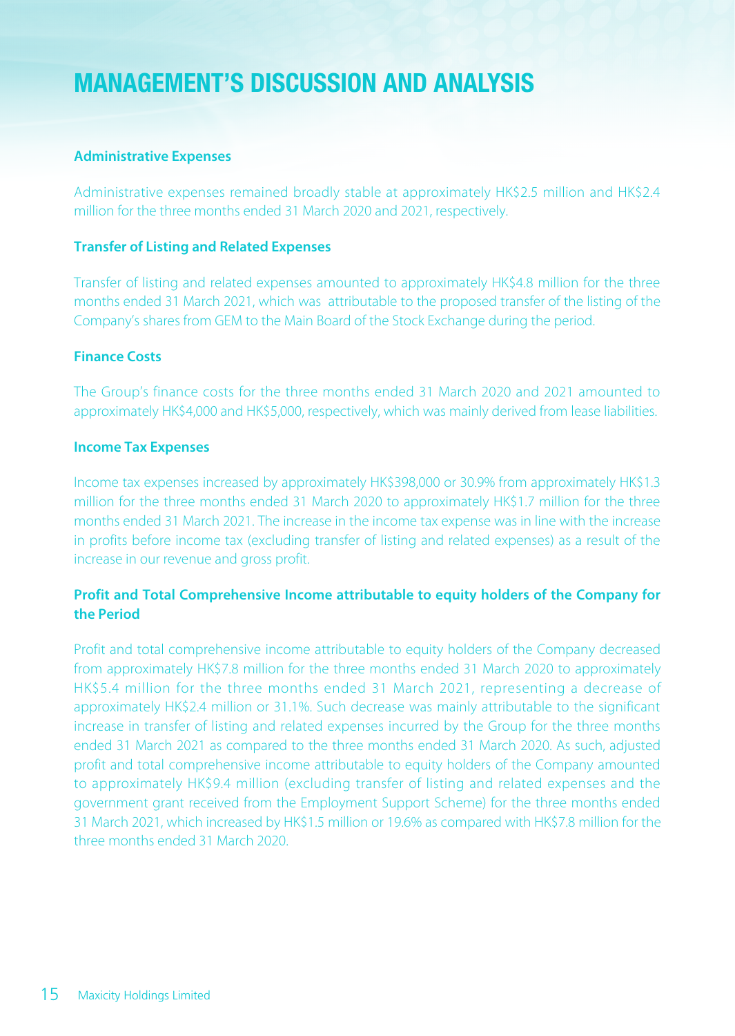# MANAGEMENT'S DISCUSSION AND ANALYSIS

**Administrative Expenses**

Administrative expenses remained broadly stable at approximately HK$2.5 million and HK$2.4 million for the three months ended 31 March 2020 and 2021, respectively.

**Transfer of Listing and Related Expenses**

Transfer of listing and related expenses amounted to approximately HK$4.8 million for the three months ended 31 March 2021, which was attributable to the proposed transfer of the listing of the Company's shares from GEM to the Main Board of the Stock Exchange during the period.

**Finance Costs**

The Group's finance costs for the three months ended 31 March 2020 and 2021 amounted to approximately HK$4,000 and HK$5,000, respectively, which was mainly derived from lease liabilities.

**Income Tax Expenses**

Income tax expenses increased by approximately HK$398,000 or 30.9% from approximately HK$1.3 million for the three months ended 31 March 2020 to approximately HK$1.7 million for the three months ended 31 March 2021. The increase in the income tax expense was in line with the increase in profits before income tax (excluding transfer of listing and related expenses) as a result of the increase in our revenue and gross profit.

**Profit and Total Comprehensive Income attributable to equity holders of the Company for the Period**

Profit and total comprehensive income attributable to equity holders of the Company decreased from approximately HK$7.8 million for the three months ended 31 March 2020 to approximately HK$5.4 million for the three months ended 31 March 2021, representing a decrease of approximately HK$2.4 million or 31.1%. Such decrease was mainly attributable to the significant increase in transfer of listing and related expenses incurred by the Group for the three months ended 31 March 2021 as compared to the three months ended 31 March 2020. As such, adjusted profit and total comprehensive income attributable to equity holders of the Company amounted to approximately HK$9.4 million (excluding transfer of listing and related expenses and the government grant received from the Employment Support Scheme) for the three months ended 31 March 2021, which increased by HK$1.5 million or 19.6% as compared with HK$7.8 million for the three months ended 31 March 2020.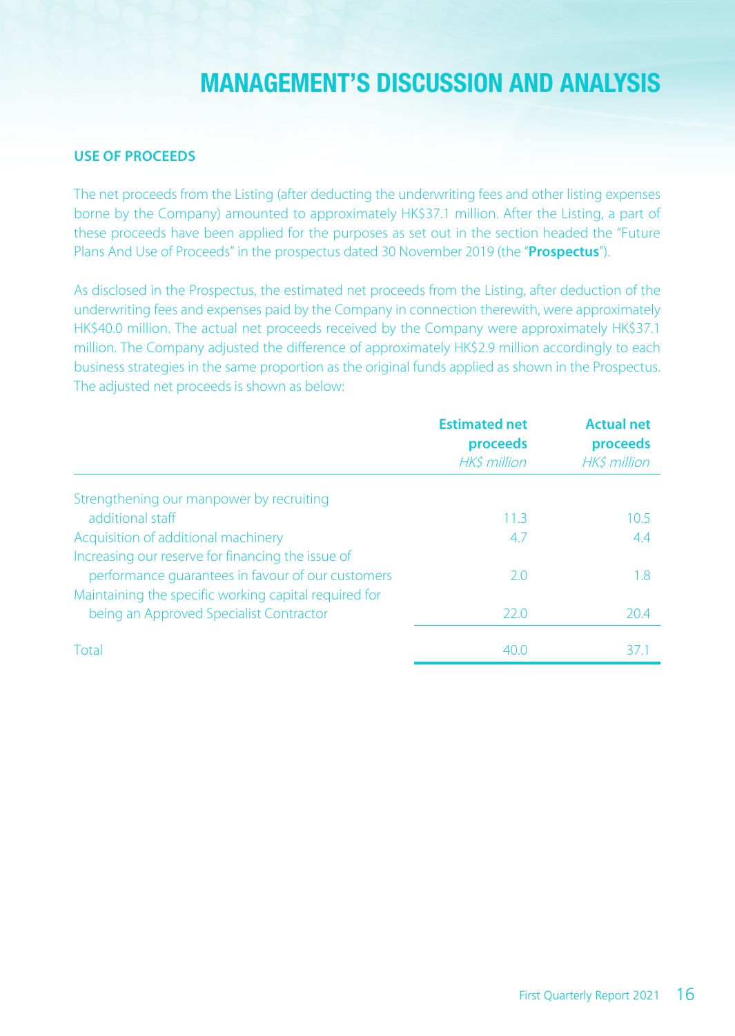# MANAGEMENT'S DISCUSSION AND ANALYSIS

## USE OF PROCEEDS

The net proceeds from the Listing (after deducting the underwriting fees and other listing expenses borne by the Company) amounted to approximately HK$37.1 million. After the Listing, a part of these proceeds have been applied for the purposes as set out in the section headed the "Future Plans And Use of Proceeds" in the prospectus dated 30 November 2019 (the "**Prospectus**").

As disclosed in the Prospectus, the estimated net proceeds from the Listing, after deduction of the underwriting fees and expenses paid by the Company in connection therewith, were approximately HK$40.0 million. The actual net proceeds received by the Company were approximately HK$37.1 million. The Company adjusted the difference of approximately HK$2.9 million accordingly to each business strategies in the same proportion as the original funds applied as shown in the Prospectus. The adjusted net proceeds is shown as below:

| | **Estimated net proceeds** *HK$ million* | **Actual net proceeds** *HK$ million* |
|---|---|---|
| Strengthening our manpower by recruiting additional staff | 11.3 | 10.5 |
| Acquisition of additional machinery | 4.7 | 4.4 |
| Increasing our reserve for financing the issue of performance guarantees in favour of our customers | 2.0 | 1.8 |
| Maintaining the specific working capital required for being an Approved Specialist Contractor | 22.0 | 20.4 |
| Total | 40.0 | 37.1 |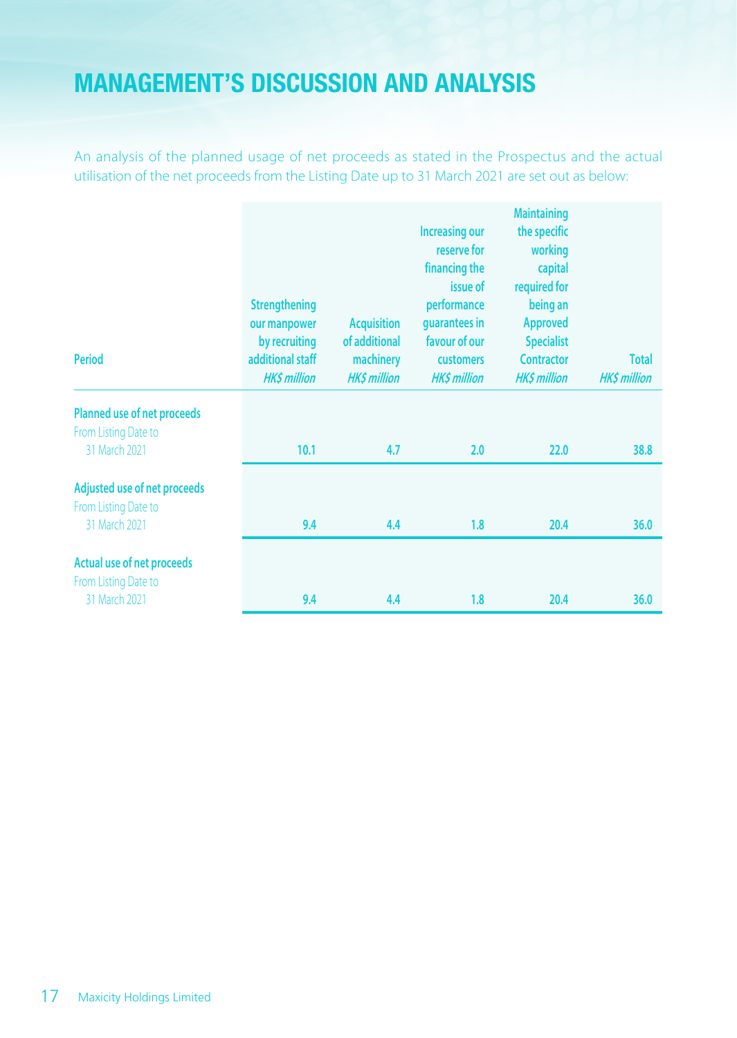# MANAGEMENT'S DISCUSSION AND ANALYSIS

An analysis of the planned usage of net proceeds as stated in the Prospectus and the actual utilisation of the net proceeds from the Listing Date up to 31 March 2021 are set out as below:

| Period | Strengthening our manpower by recruiting additional staff *HK$ million* | Acquisition of additional machinery *HK$ million* | Increasing our reserve for financing the issue of performance guarantees in favour of our customers *HK$ million* | Maintaining the specific working capital required for being an Approved Specialist Contractor *HK$ million* | Total *HK$ million* |
|---|---|---|---|---|---|
| **Planned use of net proceeds** | | | | | |
| From Listing Date to 31 March 2021 | 10.1 | 4.7 | 2.0 | 22.0 | 38.8 |
| **Adjusted use of net proceeds** | | | | | |
| From Listing Date to 31 March 2021 | 9.4 | 4.4 | 1.8 | 20.4 | 36.0 |
| **Actual use of net proceeds** | | | | | |
| From Listing Date to 31 March 2021 | 9.4 | 4.4 | 1.8 | 20.4 | 36.0 |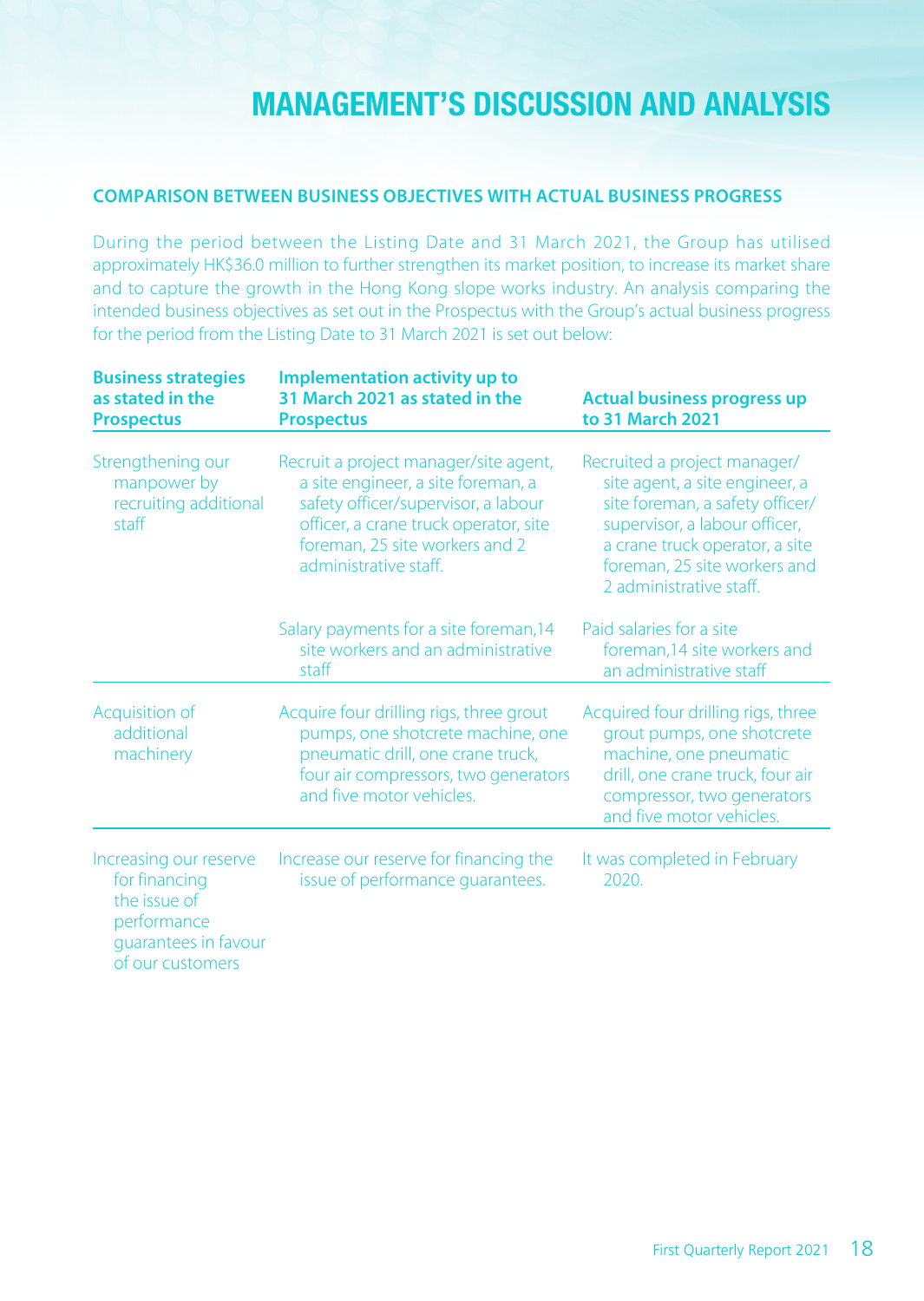# MANAGEMENT'S DISCUSSION AND ANALYSIS

## COMPARISON BETWEEN BUSINESS OBJECTIVES WITH ACTUAL BUSINESS PROGRESS

During the period between the Listing Date and 31 March 2021, the Group has utilised approximately HK$36.0 million to further strengthen its market position, to increase its market share and to capture the growth in the Hong Kong slope works industry. An analysis comparing the intended business objectives as set out in the Prospectus with the Group's actual business progress for the period from the Listing Date to 31 March 2021 is set out below:

| Business strategies as stated in the Prospectus | Implementation activity up to 31 March 2021 as stated in the Prospectus | Actual business progress up to 31 March 2021 |
|---|---|---|
| Strengthening our manpower by recruiting additional staff | Recruit a project manager/site agent, a site engineer, a site foreman, a safety officer/supervisor, a labour officer, a crane truck operator, site foreman, 25 site workers and 2 administrative staff. | Recruited a project manager/site agent, a site engineer, a site foreman, a safety officer/supervisor, a labour officer, a crane truck operator, a site foreman, 25 site workers and 2 administrative staff. |
| | Salary payments for a site foreman,14 site workers and an administrative staff | Paid salaries for a site foreman,14 site workers and an administrative staff |
| Acquisition of additional machinery | Acquire four drilling rigs, three grout pumps, one shotcrete machine, one pneumatic drill, one crane truck, four air compressors, two generators and five motor vehicles. | Acquired four drilling rigs, three grout pumps, one shotcrete machine, one pneumatic drill, one crane truck, four air compressor, two generators and five motor vehicles. |
| Increasing our reserve for financing the issue of performance guarantees in favour of our customers | Increase our reserve for financing the issue of performance guarantees. | It was completed in February 2020. |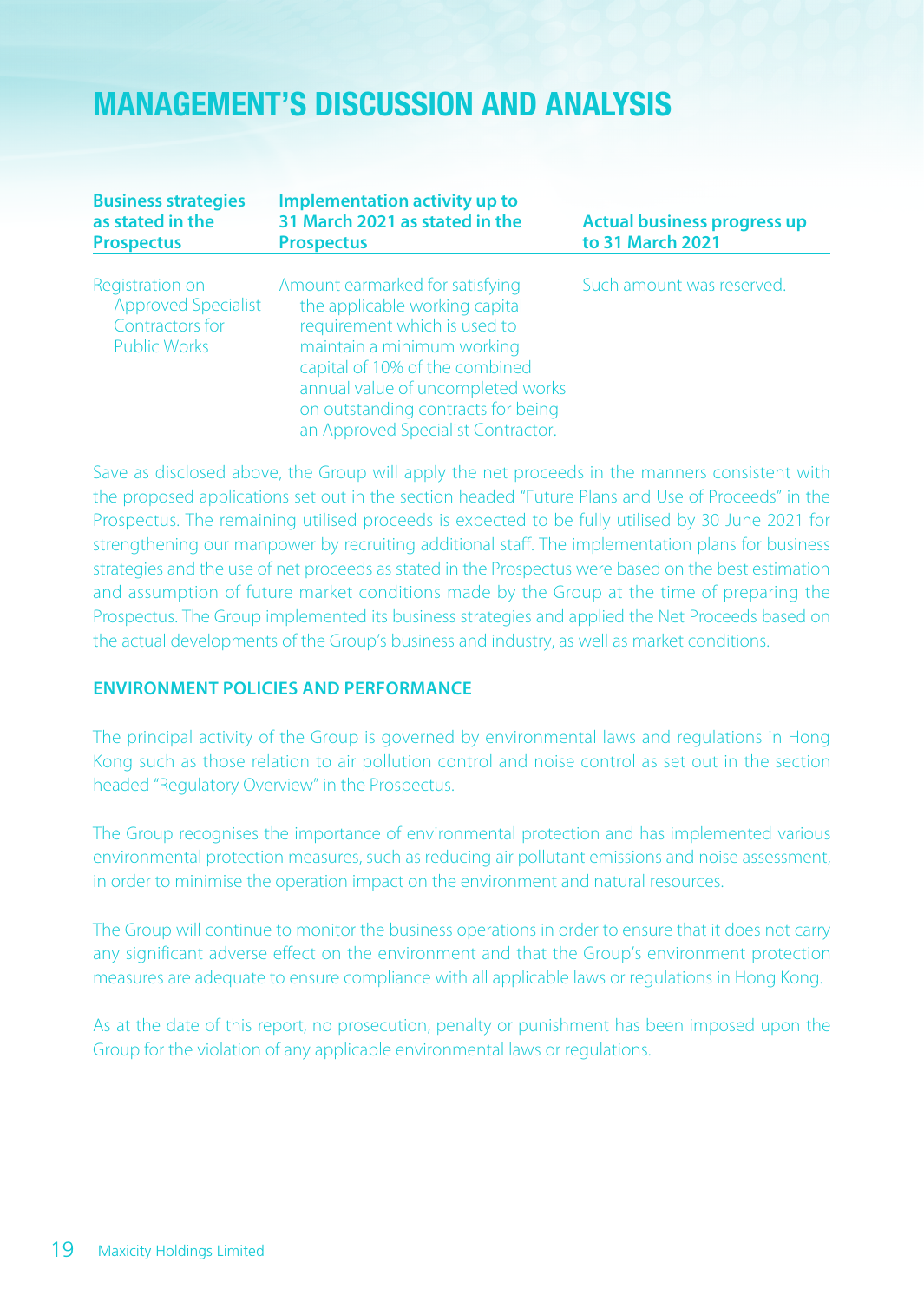# MANAGEMENT'S DISCUSSION AND ANALYSIS

| Business strategies as stated in the Prospectus | Implementation activity up to 31 March 2021 as stated in the Prospectus | Actual business progress up to 31 March 2021 |
|---|---|---|
| Registration on Approved Specialist Contractors for Public Works | Amount earmarked for satisfying the applicable working capital requirement which is used to maintain a minimum working capital of 10% of the combined annual value of uncompleted works on outstanding contracts for being an Approved Specialist Contractor. | Such amount was reserved. |

Save as disclosed above, the Group will apply the net proceeds in the manners consistent with the proposed applications set out in the section headed "Future Plans and Use of Proceeds" in the Prospectus. The remaining utilised proceeds is expected to be fully utilised by 30 June 2021 for strengthening our manpower by recruiting additional staff. The implementation plans for business strategies and the use of net proceeds as stated in the Prospectus were based on the best estimation and assumption of future market conditions made by the Group at the time of preparing the Prospectus. The Group implemented its business strategies and applied the Net Proceeds based on the actual developments of the Group's business and industry, as well as market conditions.

## ENVIRONMENT POLICIES AND PERFORMANCE

The principal activity of the Group is governed by environmental laws and regulations in Hong Kong such as those relation to air pollution control and noise control as set out in the section headed "Regulatory Overview" in the Prospectus.

The Group recognises the importance of environmental protection and has implemented various environmental protection measures, such as reducing air pollutant emissions and noise assessment, in order to minimise the operation impact on the environment and natural resources.

The Group will continue to monitor the business operations in order to ensure that it does not carry any significant adverse effect on the environment and that the Group's environment protection measures are adequate to ensure compliance with all applicable laws or regulations in Hong Kong.

As at the date of this report, no prosecution, penalty or punishment has been imposed upon the Group for the violation of any applicable environmental laws or regulations.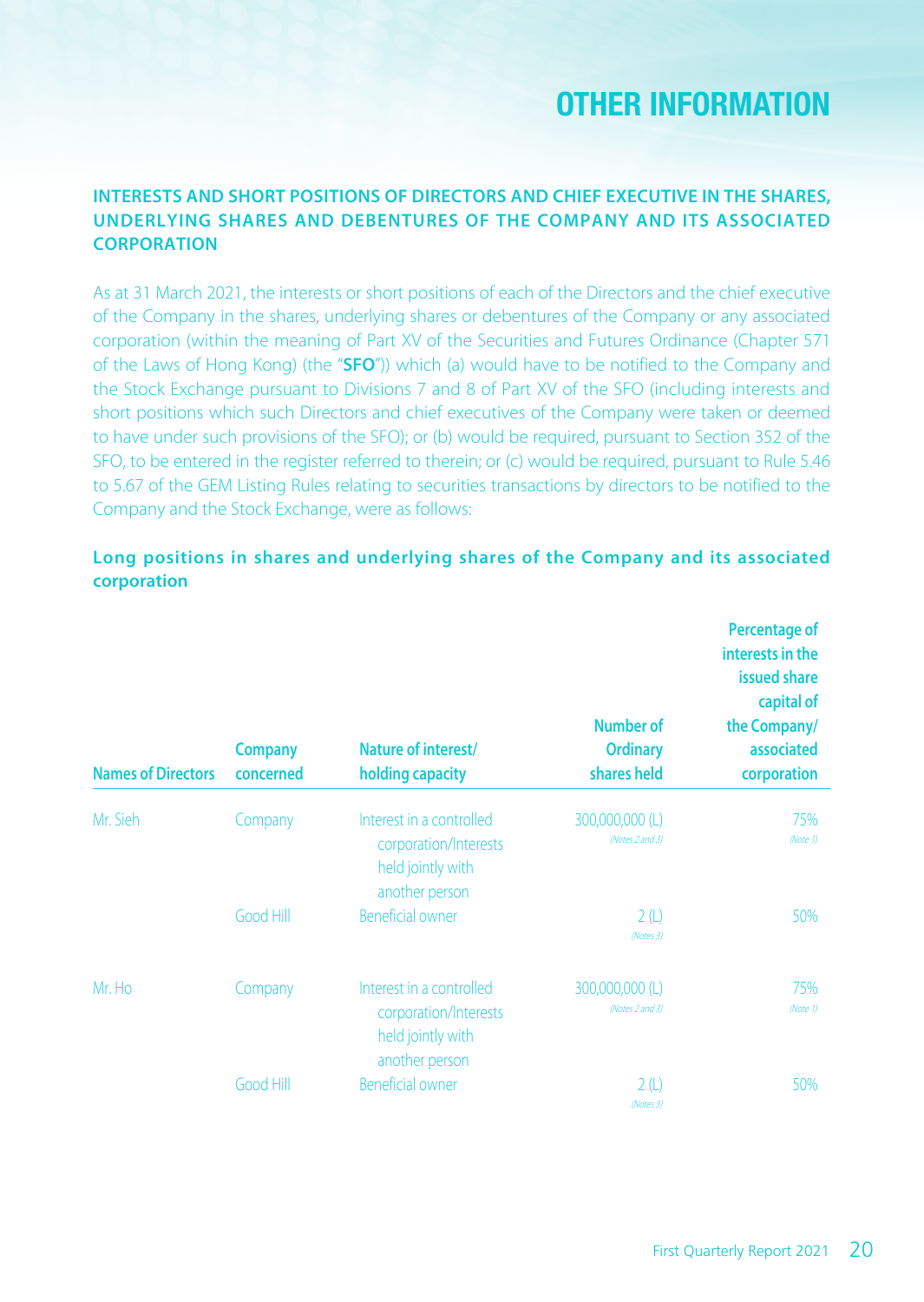# OTHER INFORMATION

## INTERESTS AND SHORT POSITIONS OF DIRECTORS AND CHIEF EXECUTIVE IN THE SHARES, UNDERLYING SHARES AND DEBENTURES OF THE COMPANY AND ITS ASSOCIATED CORPORATION

As at 31 March 2021, the interests or short positions of each of the Directors and the chief executive of the Company in the shares, underlying shares or debentures of the Company or any associated corporation (within the meaning of Part XV of the Securities and Futures Ordinance (Chapter 571 of the Laws of Hong Kong) (the "**SFO**")) which (a) would have to be notified to the Company and the Stock Exchange pursuant to Divisions 7 and 8 of Part XV of the SFO (including interests and short positions which such Directors and chief executives of the Company were taken or deemed to have under such provisions of the SFO); or (b) would be required, pursuant to Section 352 of the SFO, to be entered in the register referred to therein; or (c) would be required, pursuant to Rule 5.46 to 5.67 of the GEM Listing Rules relating to securities transactions by directors to be notified to the Company and the Stock Exchange, were as follows:

### Long positions in shares and underlying shares of the Company and its associated corporation

| Names of Directors | Company concerned | Nature of interest/ holding capacity | Number of Ordinary shares held | Percentage of interests in the issued share capital of the Company/ associated corporation |
|---|---|---|---|---|
| Mr. Sieh | Company | Interest in a controlled corporation/Interests held jointly with another person | 300,000,000 (L) *(Notes 2 and 3)* | 75% *(Note 1)* |
| | Good Hill | Beneficial owner | 2 (L) *(Notes 3)* | 50% |
| Mr. Ho | Company | Interest in a controlled corporation/Interests held jointly with another person | 300,000,000 (L) *(Notes 2 and 3)* | 75% *(Note 1)* |
| | Good Hill | Beneficial owner | 2 (L) *(Notes 3)* | 50% |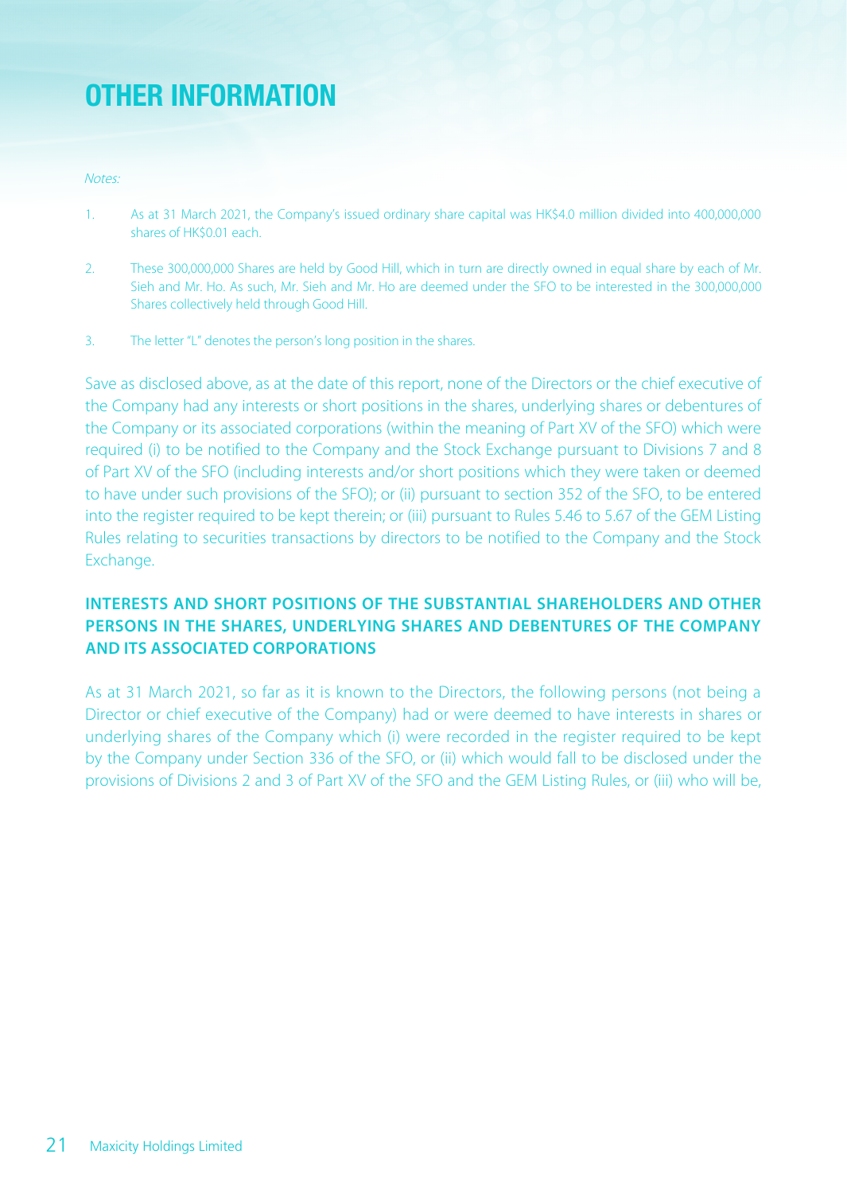# OTHER INFORMATION

*Notes:*

1. As at 31 March 2021, the Company's issued ordinary share capital was HK$4.0 million divided into 400,000,000 shares of HK$0.01 each.

2. These 300,000,000 Shares are held by Good Hill, which in turn are directly owned in equal share by each of Mr. Sieh and Mr. Ho. As such, Mr. Sieh and Mr. Ho are deemed under the SFO to be interested in the 300,000,000 Shares collectively held through Good Hill.

3. The letter "L" denotes the person's long position in the shares.

Save as disclosed above, as at the date of this report, none of the Directors or the chief executive of the Company had any interests or short positions in the shares, underlying shares or debentures of the Company or its associated corporations (within the meaning of Part XV of the SFO) which were required (i) to be notified to the Company and the Stock Exchange pursuant to Divisions 7 and 8 of Part XV of the SFO (including interests and/or short positions which they were taken or deemed to have under such provisions of the SFO); or (ii) pursuant to section 352 of the SFO, to be entered into the register required to be kept therein; or (iii) pursuant to Rules 5.46 to 5.67 of the GEM Listing Rules relating to securities transactions by directors to be notified to the Company and the Stock Exchange.

## INTERESTS AND SHORT POSITIONS OF THE SUBSTANTIAL SHAREHOLDERS AND OTHER PERSONS IN THE SHARES, UNDERLYING SHARES AND DEBENTURES OF THE COMPANY AND ITS ASSOCIATED CORPORATIONS

As at 31 March 2021, so far as it is known to the Directors, the following persons (not being a Director or chief executive of the Company) had or were deemed to have interests in shares or underlying shares of the Company which (i) were recorded in the register required to be kept by the Company under Section 336 of the SFO, or (ii) which would fall to be disclosed under the provisions of Divisions 2 and 3 of Part XV of the SFO and the GEM Listing Rules, or (iii) who will be,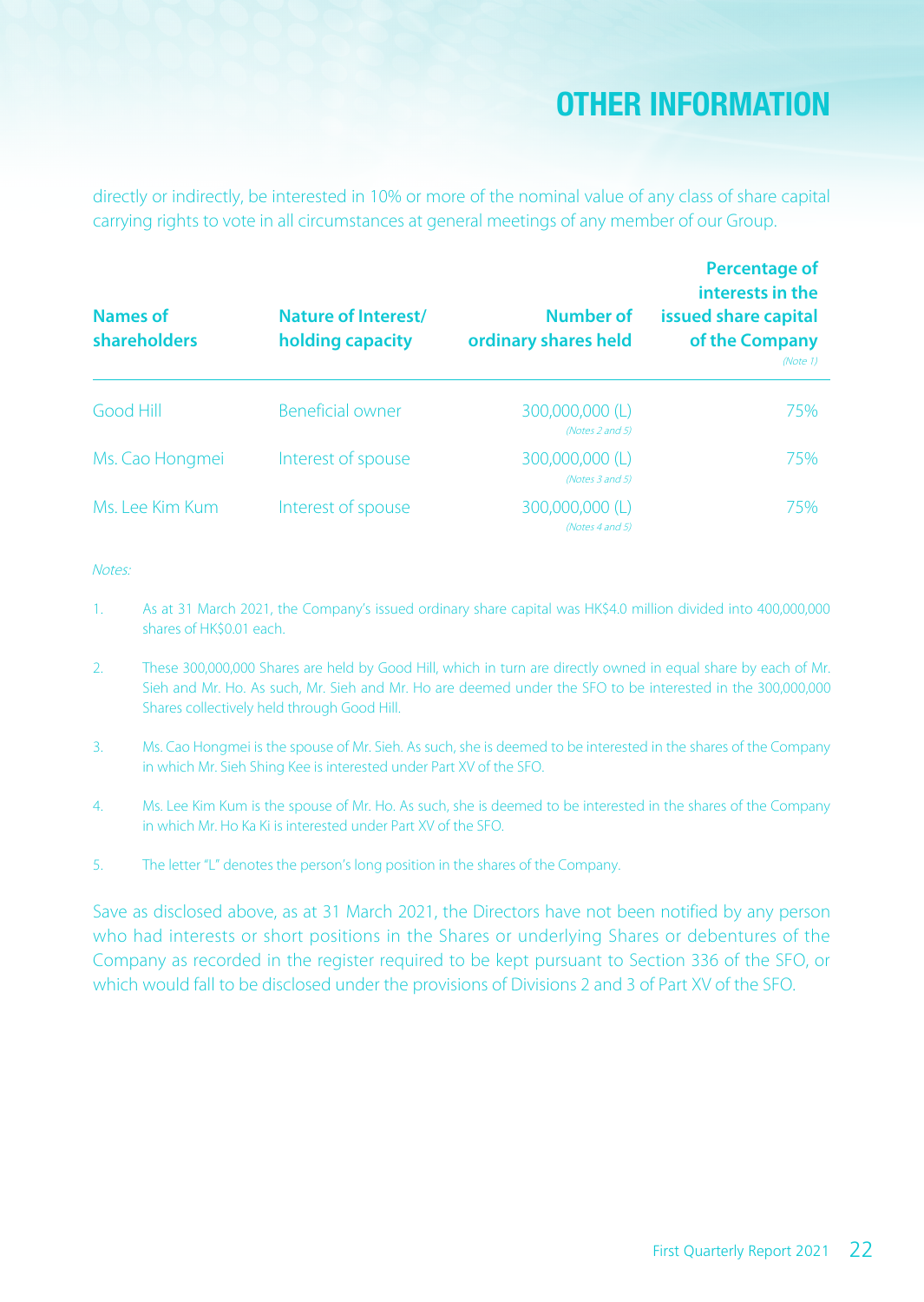# OTHER INFORMATION

directly or indirectly, be interested in 10% or more of the nominal value of any class of share capital carrying rights to vote in all circumstances at general meetings of any member of our Group.

| Names of shareholders | Nature of Interest/ holding capacity | Number of ordinary shares held | Percentage of interests in the issued share capital of the Company *(Note 1)* |
|---|---|---|---|
| Good Hill | Beneficial owner | 300,000,000 (L) *(Notes 2 and 5)* | 75% |
| Ms. Cao Hongmei | Interest of spouse | 300,000,000 (L) *(Notes 3 and 5)* | 75% |
| Ms. Lee Kim Kum | Interest of spouse | 300,000,000 (L) *(Notes 4 and 5)* | 75% |

*Notes:*

1. As at 31 March 2021, the Company's issued ordinary share capital was HK$4.0 million divided into 400,000,000 shares of HK$0.01 each.

2. These 300,000,000 Shares are held by Good Hill, which in turn are directly owned in equal share by each of Mr. Sieh and Mr. Ho. As such, Mr. Sieh and Mr. Ho are deemed under the SFO to be interested in the 300,000,000 Shares collectively held through Good Hill.

3. Ms. Cao Hongmei is the spouse of Mr. Sieh. As such, she is deemed to be interested in the shares of the Company in which Mr. Sieh Shing Kee is interested under Part XV of the SFO.

4. Ms. Lee Kim Kum is the spouse of Mr. Ho. As such, she is deemed to be interested in the shares of the Company in which Mr. Ho Ka Ki is interested under Part XV of the SFO.

5. The letter "L" denotes the person's long position in the shares of the Company.

Save as disclosed above, as at 31 March 2021, the Directors have not been notified by any person who had interests or short positions in the Shares or underlying Shares or debentures of the Company as recorded in the register required to be kept pursuant to Section 336 of the SFO, or which would fall to be disclosed under the provisions of Divisions 2 and 3 of Part XV of the SFO.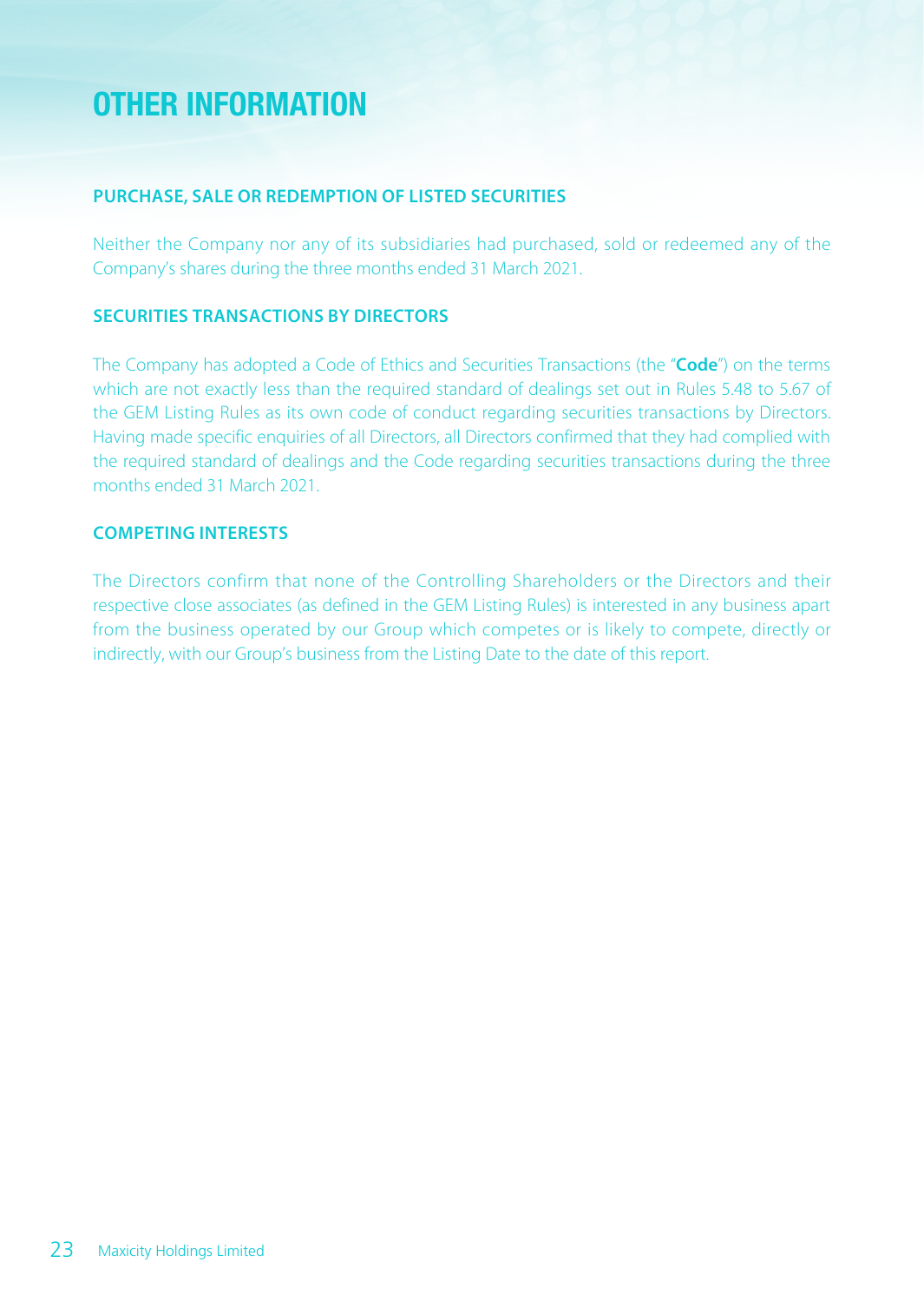# OTHER INFORMATION

## PURCHASE, SALE OR REDEMPTION OF LISTED SECURITIES

Neither the Company nor any of its subsidiaries had purchased, sold or redeemed any of the Company's shares during the three months ended 31 March 2021.

## SECURITIES TRANSACTIONS BY DIRECTORS

The Company has adopted a Code of Ethics and Securities Transactions (the "**Code**") on the terms which are not exactly less than the required standard of dealings set out in Rules 5.48 to 5.67 of the GEM Listing Rules as its own code of conduct regarding securities transactions by Directors. Having made specific enquiries of all Directors, all Directors confirmed that they had complied with the required standard of dealings and the Code regarding securities transactions during the three months ended 31 March 2021.

## COMPETING INTERESTS

The Directors confirm that none of the Controlling Shareholders or the Directors and their respective close associates (as defined in the GEM Listing Rules) is interested in any business apart from the business operated by our Group which competes or is likely to compete, directly or indirectly, with our Group's business from the Listing Date to the date of this report.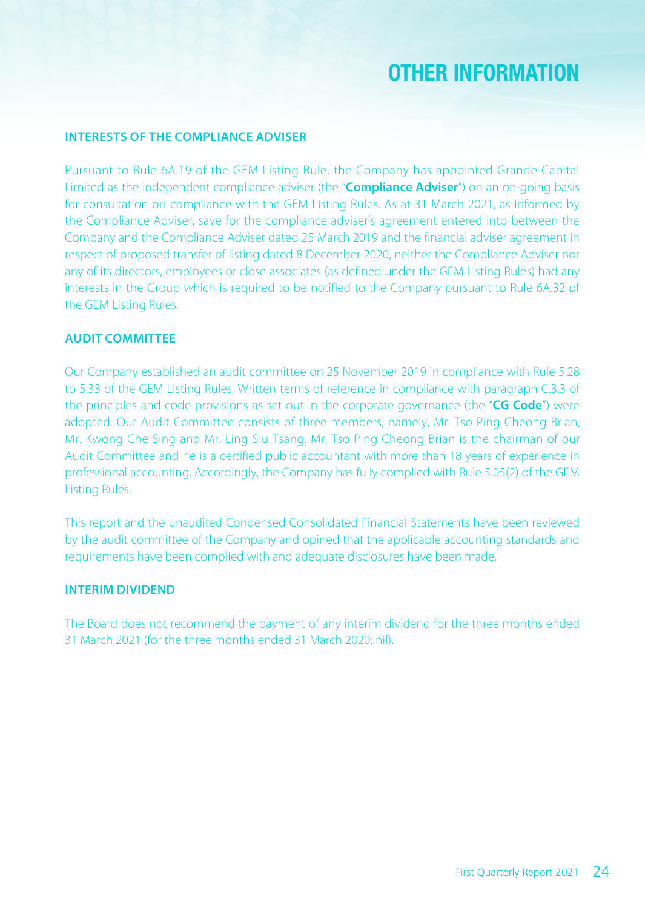# OTHER INFORMATION

## INTERESTS OF THE COMPLIANCE ADVISER

Pursuant to Rule 6A.19 of the GEM Listing Rule, the Company has appointed Grande Capital Limited as the independent compliance adviser (the "**Compliance Adviser**") on an on-going basis for consultation on compliance with the GEM Listing Rules. As at 31 March 2021, as informed by the Compliance Adviser, save for the compliance adviser's agreement entered into between the Company and the Compliance Adviser dated 25 March 2019 and the financial adviser agreement in respect of proposed transfer of listing dated 8 December 2020, neither the Compliance Adviser nor any of its directors, employees or close associates (as defined under the GEM Listing Rules) had any interests in the Group which is required to be notified to the Company pursuant to Rule 6A.32 of the GEM Listing Rules.

## AUDIT COMMITTEE

Our Company established an audit committee on 25 November 2019 in compliance with Rule 5.28 to 5.33 of the GEM Listing Rules. Written terms of reference in compliance with paragraph C.3.3 of the principles and code provisions as set out in the corporate governance (the "**CG Code**") were adopted. Our Audit Committee consists of three members, namely, Mr. Tso Ping Cheong Brian, Mr. Kwong Che Sing and Mr. Ling Siu Tsang. Mr. Tso Ping Cheong Brian is the chairman of our Audit Committee and he is a certified public accountant with more than 18 years of experience in professional accounting. Accordingly, the Company has fully complied with Rule 5.05(2) of the GEM Listing Rules.

This report and the unaudited Condensed Consolidated Financial Statements have been reviewed by the audit committee of the Company and opined that the applicable accounting standards and requirements have been complied with and adequate disclosures have been made.

## INTERIM DIVIDEND

The Board does not recommend the payment of any interim dividend for the three months ended 31 March 2021 (for the three months ended 31 March 2020: nil).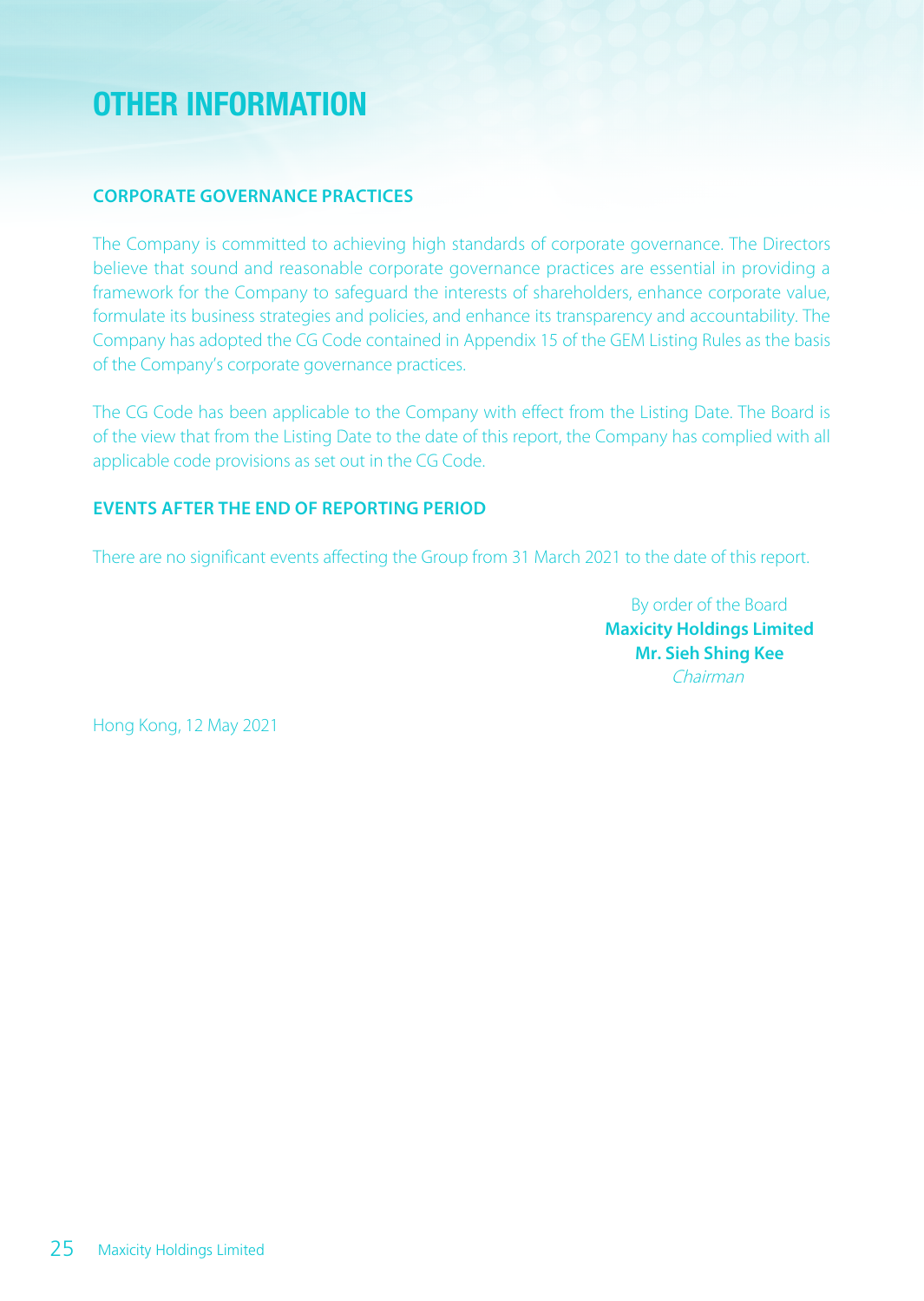# OTHER INFORMATION

## CORPORATE GOVERNANCE PRACTICES

The Company is committed to achieving high standards of corporate governance. The Directors believe that sound and reasonable corporate governance practices are essential in providing a framework for the Company to safeguard the interests of shareholders, enhance corporate value, formulate its business strategies and policies, and enhance its transparency and accountability. The Company has adopted the CG Code contained in Appendix 15 of the GEM Listing Rules as the basis of the Company's corporate governance practices.

The CG Code has been applicable to the Company with effect from the Listing Date. The Board is of the view that from the Listing Date to the date of this report, the Company has complied with all applicable code provisions as set out in the CG Code.

## EVENTS AFTER THE END OF REPORTING PERIOD

There are no significant events affecting the Group from 31 March 2021 to the date of this report.

By order of the Board
**Maxicity Holdings Limited**
**Mr. Sieh Shing Kee**
*Chairman*

Hong Kong, 12 May 2021